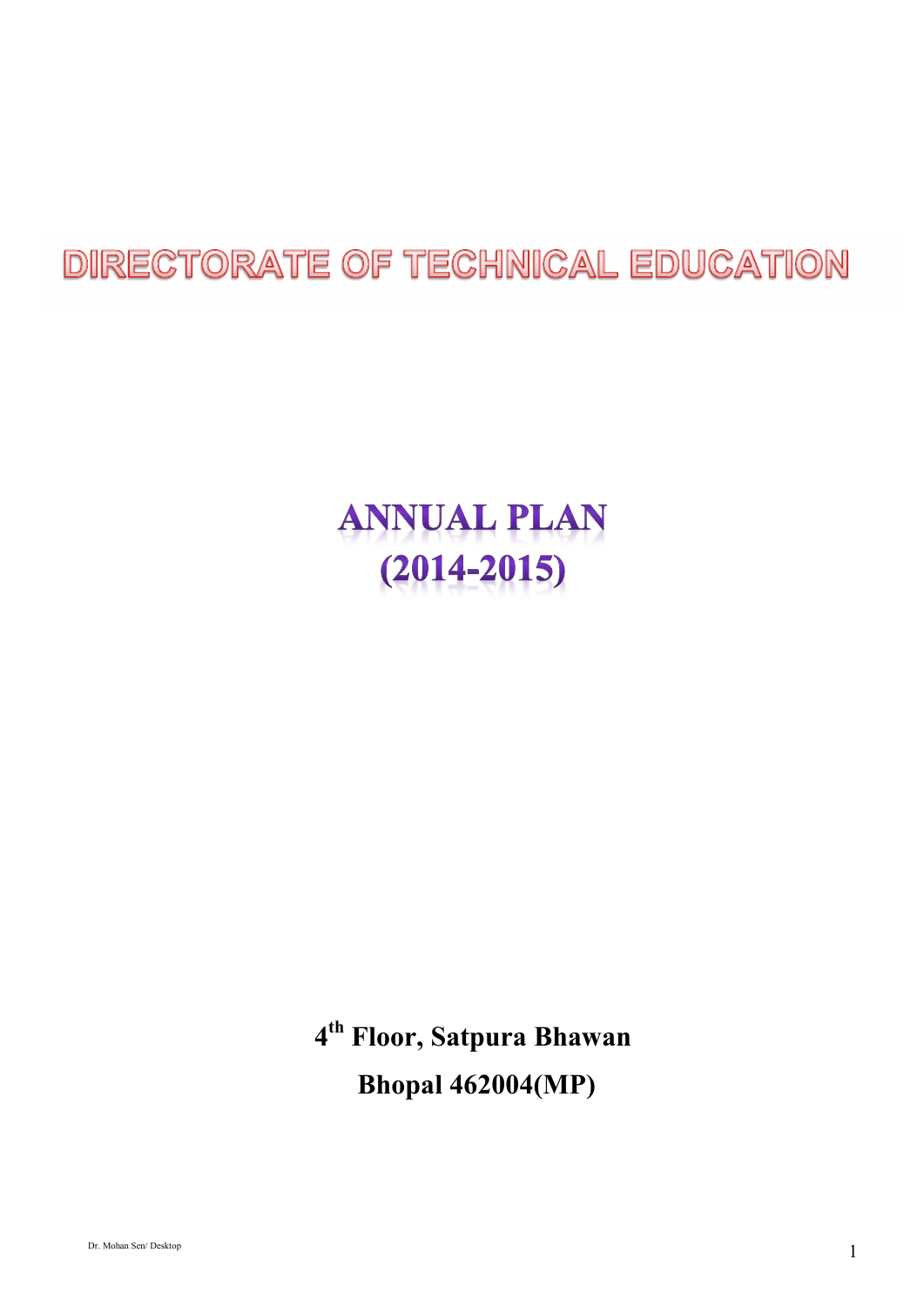# DIRECTORATE OF TECHNICAL EDUCATION

# ANNUAL PLAN
# (2014-2015)

**4th Floor, Satpura Bhawan**

**Bhopal 462004(MP)**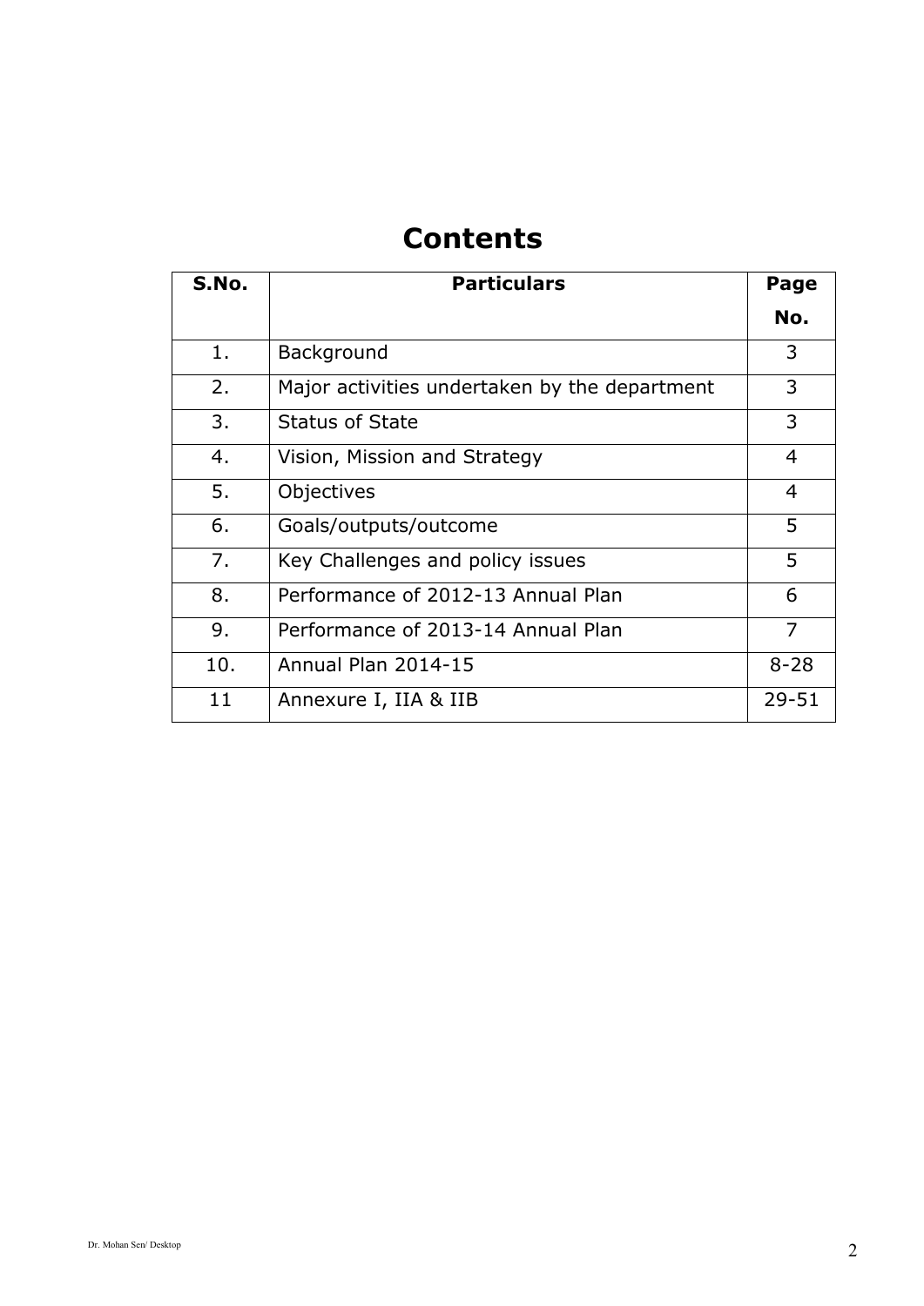# Contents

| S.No. | Particulars | Page No. |
|---|---|---|
| 1. | Background | 3 |
| 2. | Major activities undertaken by the department | 3 |
| 3. | Status of State | 3 |
| 4. | Vision, Mission and Strategy | 4 |
| 5. | Objectives | 4 |
| 6. | Goals/outputs/outcome | 5 |
| 7. | Key Challenges and policy issues | 5 |
| 8. | Performance of 2012-13 Annual Plan | 6 |
| 9. | Performance of 2013-14 Annual Plan | 7 |
| 10. | Annual Plan 2014-15 | 8-28 |
| 11 | Annexure I, IIA & IIB | 29-51 |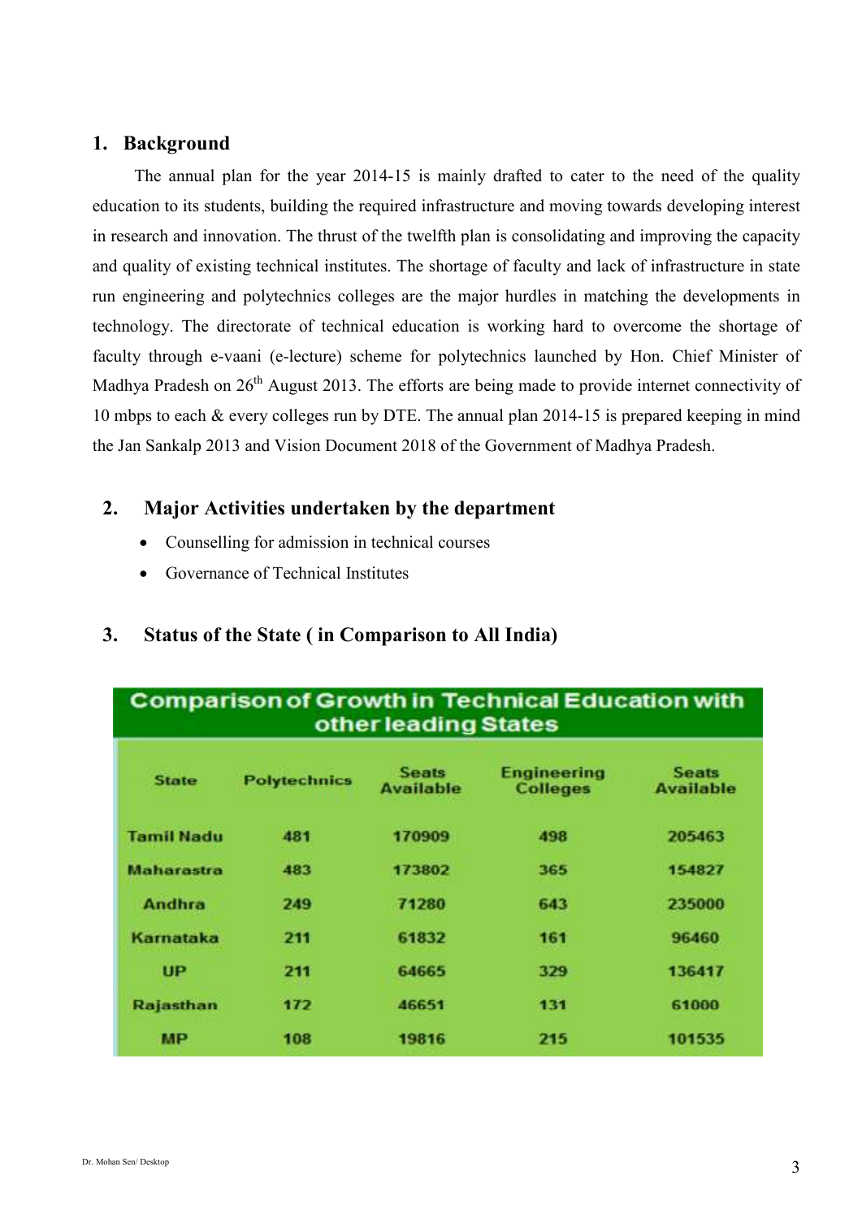## 1. Background

The annual plan for the year 2014-15 is mainly drafted to cater to the need of the quality education to its students, building the required infrastructure and moving towards developing interest in research and innovation. The thrust of the twelfth plan is consolidating and improving the capacity and quality of existing technical institutes. The shortage of faculty and lack of infrastructure in state run engineering and polytechnics colleges are the major hurdles in matching the developments in technology. The directorate of technical education is working hard to overcome the shortage of faculty through e-vaani (e-lecture) scheme for polytechnics launched by Hon. Chief Minister of Madhya Pradesh on 26th August 2013. The efforts are being made to provide internet connectivity of 10 mbps to each & every colleges run by DTE. The annual plan 2014-15 is prepared keeping in mind the Jan Sankalp 2013 and Vision Document 2018 of the Government of Madhya Pradesh.

## 2. Major Activities undertaken by the department

- Counselling for admission in technical courses
- Governance of Technical Institutes

## 3. Status of the State ( in Comparison to All India)

**Comparison of Growth in Technical Education with other leading States**

| State | Polytechnics | Seats Available | Engineering Colleges | Seats Available |
|---|---|---|---|---|
| Tamil Nadu | 481 | 170909 | 498 | 205463 |
| Maharastra | 483 | 173802 | 365 | 154827 |
| Andhra | 249 | 71280 | 643 | 235000 |
| Karnataka | 211 | 61832 | 161 | 96460 |
| UP | 211 | 64665 | 329 | 136417 |
| Rajasthan | 172 | 46651 | 131 | 61000 |
| MP | 108 | 19816 | 215 | 101535 |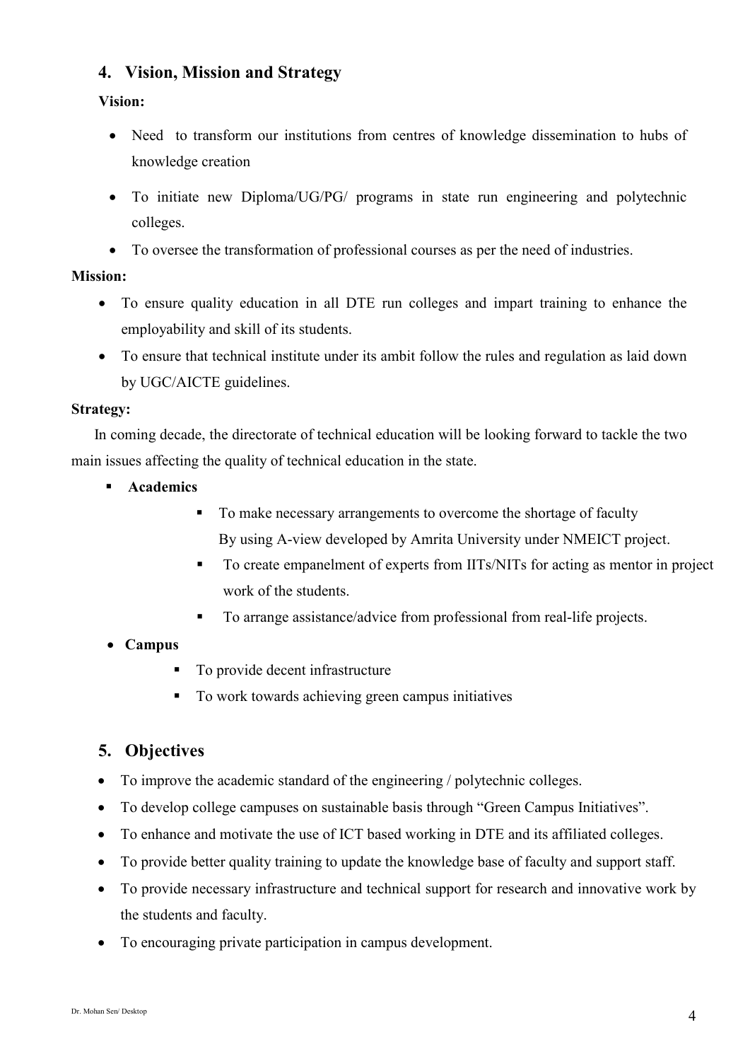## 4. Vision, Mission and Strategy

**Vision:**

- Need to transform our institutions from centres of knowledge dissemination to hubs of knowledge creation
- To initiate new Diploma/UG/PG/ programs in state run engineering and polytechnic colleges.
- To oversee the transformation of professional courses as per the need of industries.

**Mission:**

- To ensure quality education in all DTE run colleges and impart training to enhance the employability and skill of its students.
- To ensure that technical institute under its ambit follow the rules and regulation as laid down by UGC/AICTE guidelines.

**Strategy:**

In coming decade, the directorate of technical education will be looking forward to tackle the two main issues affecting the quality of technical education in the state.

- **Academics**
  - To make necessary arrangements to overcome the shortage of faculty By using A-view developed by Amrita University under NMEICT project.
  - To create empanelment of experts from IITs/NITs for acting as mentor in project work of the students.
  - To arrange assistance/advice from professional from real-life projects.
- **Campus**
  - To provide decent infrastructure
  - To work towards achieving green campus initiatives

## 5. Objectives

- To improve the academic standard of the engineering / polytechnic colleges.
- To develop college campuses on sustainable basis through "Green Campus Initiatives".
- To enhance and motivate the use of ICT based working in DTE and its affiliated colleges.
- To provide better quality training to update the knowledge base of faculty and support staff.
- To provide necessary infrastructure and technical support for research and innovative work by the students and faculty.
- To encouraging private participation in campus development.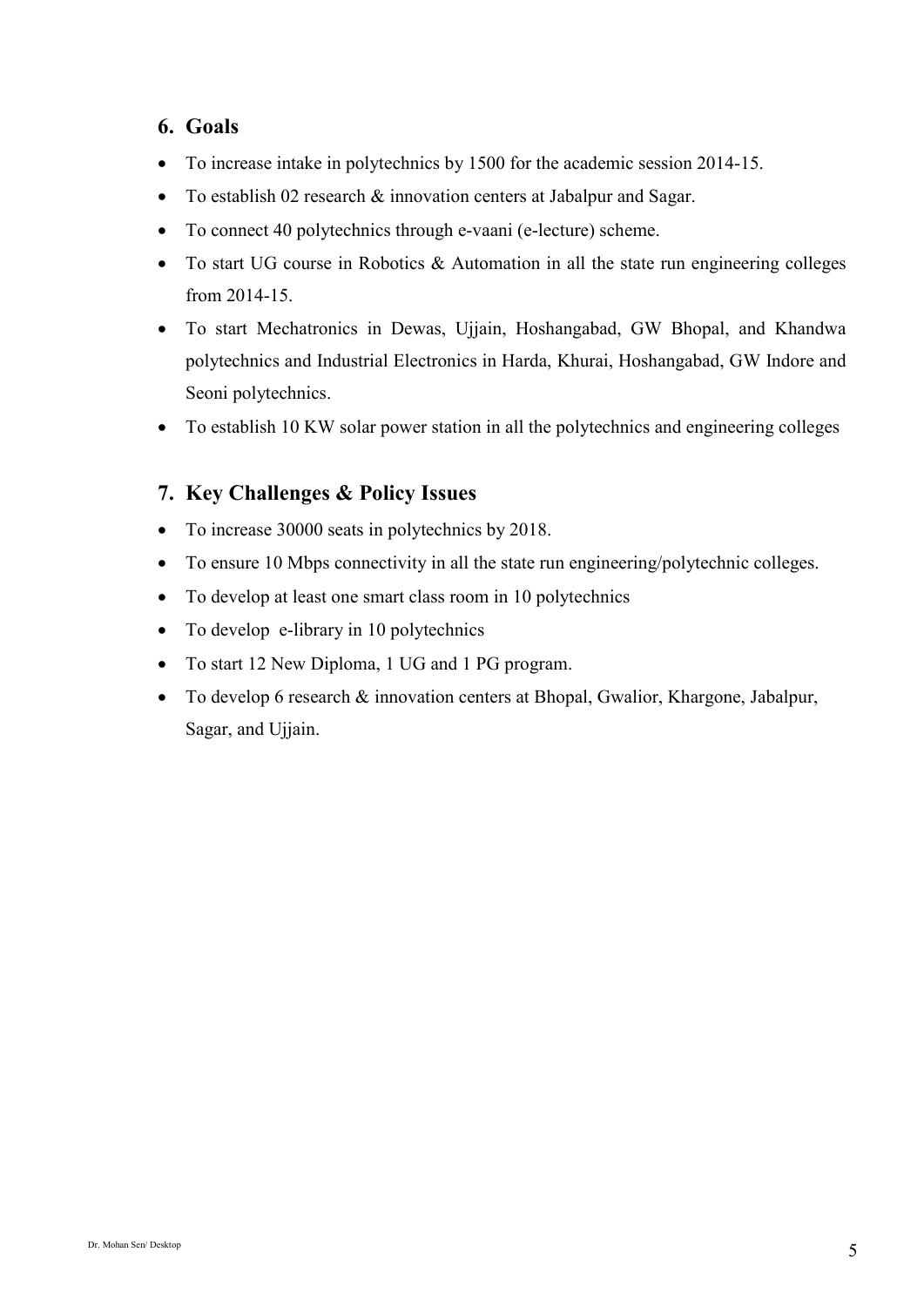## 6. Goals

- To increase intake in polytechnics by 1500 for the academic session 2014-15.
- To establish 02 research & innovation centers at Jabalpur and Sagar.
- To connect 40 polytechnics through e-vaani (e-lecture) scheme.
- To start UG course in Robotics & Automation in all the state run engineering colleges from 2014-15.
- To start Mechatronics in Dewas, Ujjain, Hoshangabad, GW Bhopal, and Khandwa polytechnics and Industrial Electronics in Harda, Khurai, Hoshangabad, GW Indore and Seoni polytechnics.
- To establish 10 KW solar power station in all the polytechnics and engineering colleges

## 7. Key Challenges & Policy Issues

- To increase 30000 seats in polytechnics by 2018.
- To ensure 10 Mbps connectivity in all the state run engineering/polytechnic colleges.
- To develop at least one smart class room in 10 polytechnics
- To develop e-library in 10 polytechnics
- To start 12 New Diploma, 1 UG and 1 PG program.
- To develop 6 research & innovation centers at Bhopal, Gwalior, Khargone, Jabalpur, Sagar, and Ujjain.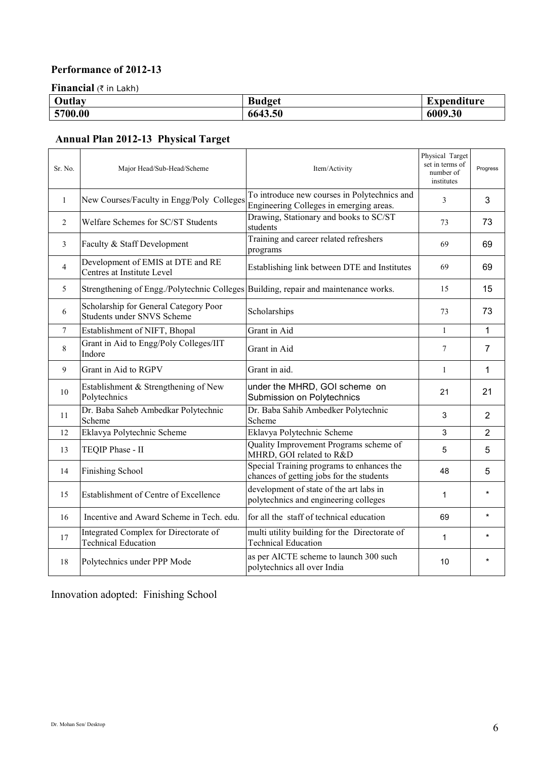## Performance of 2012-13

**Financial** (₹ in Lakh)

| Outlay | Budget | Expenditure |
|---|---|---|
| 5700.00 | 6643.50 | 6009.30 |

### Annual Plan 2012-13 Physical Target

| Sr. No. | Major Head/Sub-Head/Scheme | Item/Activity | Physical Target set in terms of number of institutes | Progress |
|---|---|---|---|---|
| 1 | New Courses/Faculty in Engg/Poly Colleges | To introduce new courses in Polytechnics and Engineering Colleges in emerging areas. | 3 | 3 |
| 2 | Welfare Schemes for SC/ST Students | Drawing, Stationary and books to SC/ST students | 73 | 73 |
| 3 | Faculty & Staff Development | Training and career related refreshers programs | 69 | 69 |
| 4 | Development of EMIS at DTE and RE Centres at Institute Level | Establishing link between DTE and Institutes | 69 | 69 |
| 5 | Strengthening of Engg./Polytechnic Colleges | Building, repair and maintenance works. | 15 | 15 |
| 6 | Scholarship for General Category Poor Students under SNVS Scheme | Scholarships | 73 | 73 |
| 7 | Establishment of NIFT, Bhopal | Grant in Aid | 1 | 1 |
| 8 | Grant in Aid to Engg/Poly Colleges/IIT Indore | Grant in Aid | 7 | 7 |
| 9 | Grant in Aid to RGPV | Grant in aid. | 1 | 1 |
| 10 | Establishment & Strengthening of New Polytechnics | under the MHRD, GOI scheme on Submission on Polytechnics | 21 | 21 |
| 11 | Dr. Baba Saheb Ambedkar Polytechnic Scheme | Dr. Baba Sahib Ambedker Polytechnic Scheme | 3 | 2 |
| 12 | Eklavya Polytechnic Scheme | Eklavya Polytechnic Scheme | 3 | 2 |
| 13 | TEQIP Phase - II | Quality Improvement Programs scheme of MHRD, GOI related to R&D | 5 | 5 |
| 14 | Finishing School | Special Training programs to enhances the chances of getting jobs for the students | 48 | 5 |
| 15 | Establishment of Centre of Excellence | development of state of the art labs in polytechnics and engineering colleges | 1 | * |
| 16 | Incentive and Award Scheme in Tech. edu. | for all the staff of technical education | 69 | * |
| 17 | Integrated Complex for Directorate of Technical Education | multi utility building for the Directorate of Technical Education | 1 | * |
| 18 | Polytechnics under PPP Mode | as per AICTE scheme to launch 300 such polytechnics all over India | 10 | * |

Innovation adopted: Finishing School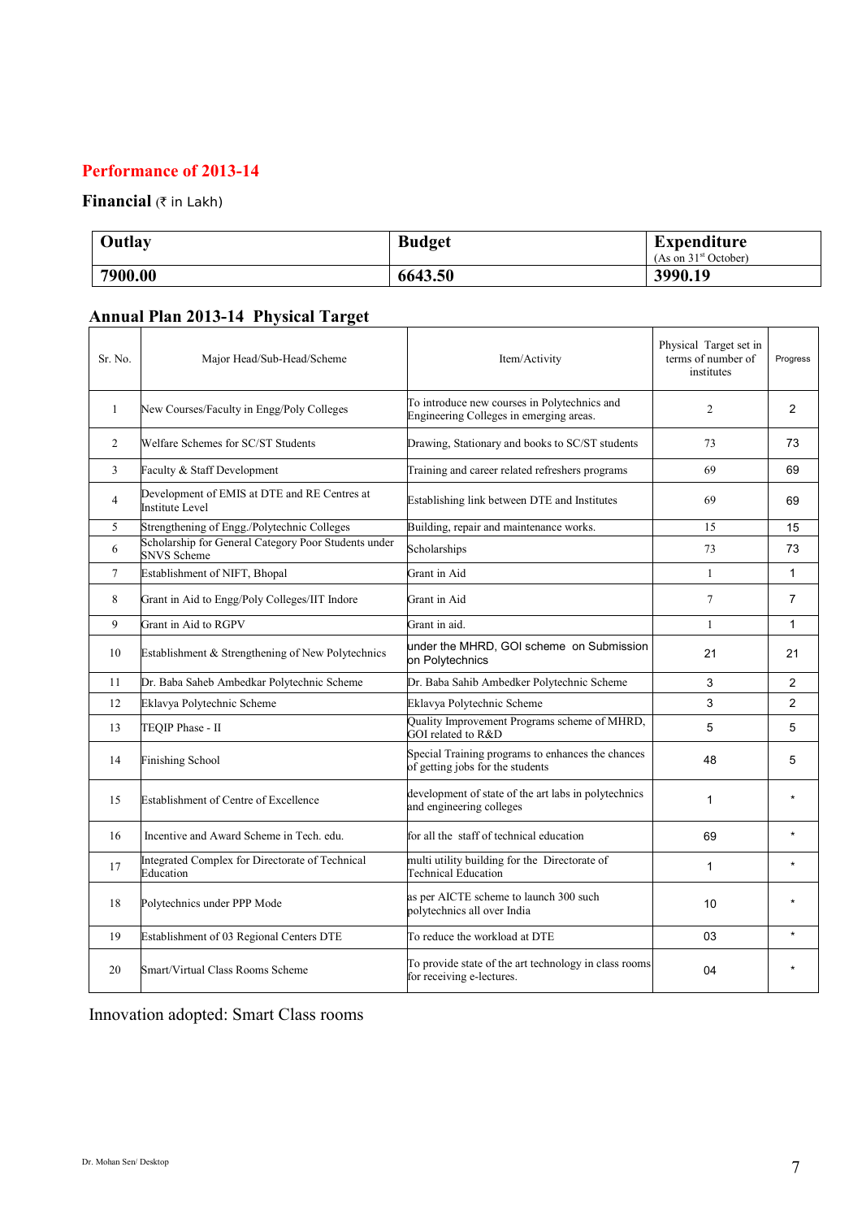## Performance of 2013-14

**Financial** (₹ in Lakh)

| Outlay | Budget | Expenditure (As on 31st October) |
|---|---|---|
| **7900.00** | **6643.50** | **3990.19** |

### Annual Plan 2013-14 Physical Target

| Sr. No. | Major Head/Sub-Head/Scheme | Item/Activity | Physical Target set in terms of number of institutes | Progress |
|---|---|---|---|---|
| 1 | New Courses/Faculty in Engg/Poly Colleges | To introduce new courses in Polytechnics and Engineering Colleges in emerging areas. | 2 | 2 |
| 2 | Welfare Schemes for SC/ST Students | Drawing, Stationary and books to SC/ST students | 73 | 73 |
| 3 | Faculty & Staff Development | Training and career related refreshers programs | 69 | 69 |
| 4 | Development of EMIS at DTE and RE Centres at Institute Level | Establishing link between DTE and Institutes | 69 | 69 |
| 5 | Strengthening of Engg./Polytechnic Colleges | Building, repair and maintenance works. | 15 | 15 |
| 6 | Scholarship for General Category Poor Students under SNVS Scheme | Scholarships | 73 | 73 |
| 7 | Establishment of NIFT, Bhopal | Grant in Aid | 1 | 1 |
| 8 | Grant in Aid to Engg/Poly Colleges/IIT Indore | Grant in Aid | 7 | 7 |
| 9 | Grant in Aid to RGPV | Grant in aid. | 1 | 1 |
| 10 | Establishment & Strengthening of New Polytechnics | under the MHRD, GOI scheme on Submission on Polytechnics | 21 | 21 |
| 11 | Dr. Baba Saheb Ambedkar Polytechnic Scheme | Dr. Baba Sahib Ambedker Polytechnic Scheme | 3 | 2 |
| 12 | Eklavya Polytechnic Scheme | Eklavya Polytechnic Scheme | 3 | 2 |
| 13 | TEQIP Phase - II | Quality Improvement Programs scheme of MHRD, GOI related to R&D | 5 | 5 |
| 14 | Finishing School | Special Training programs to enhances the chances of getting jobs for the students | 48 | 5 |
| 15 | Establishment of Centre of Excellence | development of state of the art labs in polytechnics and engineering colleges | 1 | * |
| 16 | Incentive and Award Scheme in Tech. edu. | for all the staff of technical education | 69 | * |
| 17 | Integrated Complex for Directorate of Technical Education | multi utility building for the Directorate of Technical Education | 1 | * |
| 18 | Polytechnics under PPP Mode | as per AICTE scheme to launch 300 such polytechnics all over India | 10 | * |
| 19 | Establishment of 03 Regional Centers DTE | To reduce the workload at DTE | 03 | * |
| 20 | Smart/Virtual Class Rooms Scheme | To provide state of the art technology in class rooms for receiving e-lectures. | 04 | * |

Innovation adopted: Smart Class rooms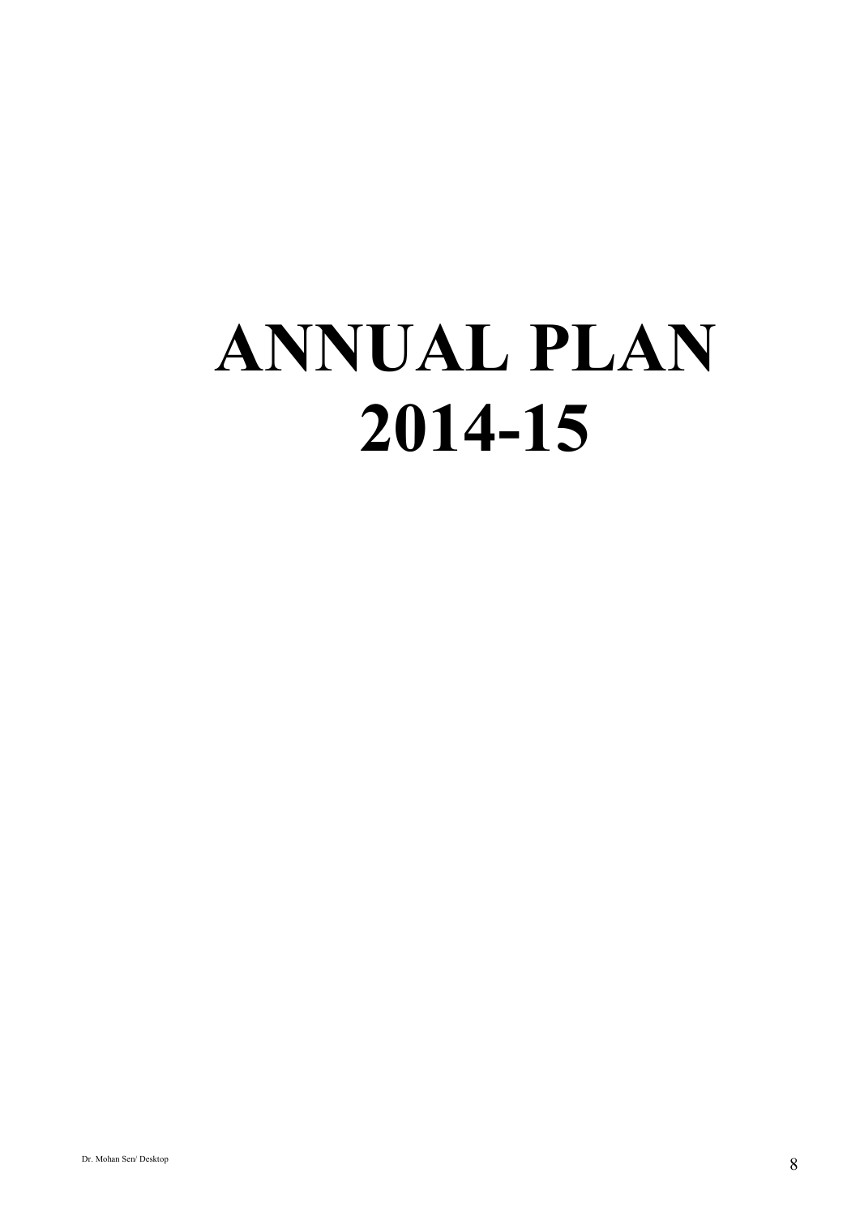# ANNUAL PLAN 2014-15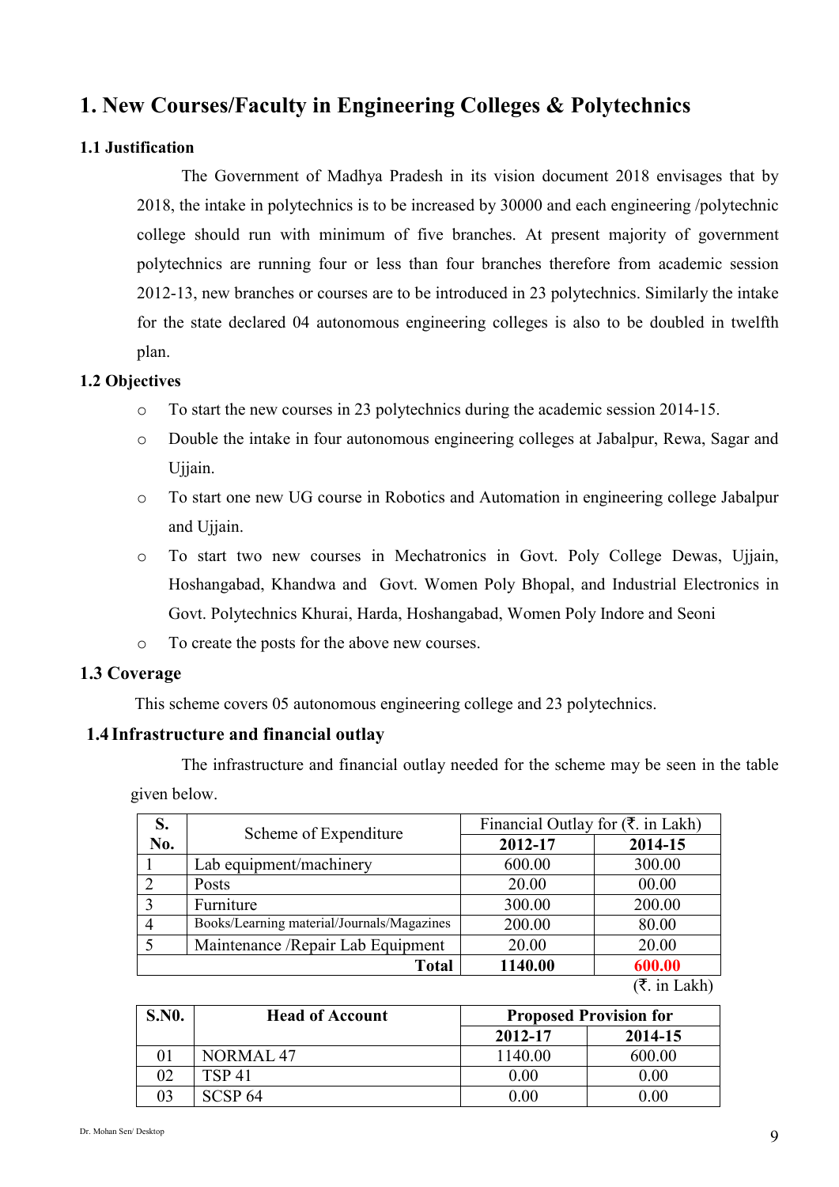# 1. New Courses/Faculty in Engineering Colleges & Polytechnics

### 1.1 Justification

The Government of Madhya Pradesh in its vision document 2018 envisages that by 2018, the intake in polytechnics is to be increased by 30000 and each engineering /polytechnic college should run with minimum of five branches. At present majority of government polytechnics are running four or less than four branches therefore from academic session 2012-13, new branches or courses are to be introduced in 23 polytechnics. Similarly the intake for the state declared 04 autonomous engineering colleges is also to be doubled in twelfth plan.

### 1.2 Objectives

- To start the new courses in 23 polytechnics during the academic session 2014-15.
- Double the intake in four autonomous engineering colleges at Jabalpur, Rewa, Sagar and Ujjain.
- To start one new UG course in Robotics and Automation in engineering college Jabalpur and Ujjain.
- To start two new courses in Mechatronics in Govt. Poly College Dewas, Ujjain, Hoshangabad, Khandwa and Govt. Women Poly Bhopal, and Industrial Electronics in Govt. Polytechnics Khurai, Harda, Hoshangabad, Women Poly Indore and Seoni
- To create the posts for the above new courses.

### 1.3 Coverage

This scheme covers 05 autonomous engineering college and 23 polytechnics.

### 1.4 Infrastructure and financial outlay

The infrastructure and financial outlay needed for the scheme may be seen in the table given below.

| S. No. | Scheme of Expenditure | Financial Outlay for (₹. in Lakh) | |
|---|---|---|---|
| | | **2012-17** | **2014-15** |
| 1 | Lab equipment/machinery | 600.00 | 300.00 |
| 2 | Posts | 20.00 | 00.00 |
| 3 | Furniture | 300.00 | 200.00 |
| 4 | Books/Learning material/Journals/Magazines | 200.00 | 80.00 |
| 5 | Maintenance /Repair Lab Equipment | 20.00 | 20.00 |
| | **Total** | **1140.00** | **600.00** |

(₹. in Lakh)

| S.N0. | Head of Account | Proposed Provision for | |
|---|---|---|---|
| | | **2012-17** | **2014-15** |
| 01 | NORMAL 47 | 1140.00 | 600.00 |
| 02 | TSP 41 | 0.00 | 0.00 |
| 03 | SCSP 64 | 0.00 | 0.00 |

Dr. Mohan Sen/ Desktop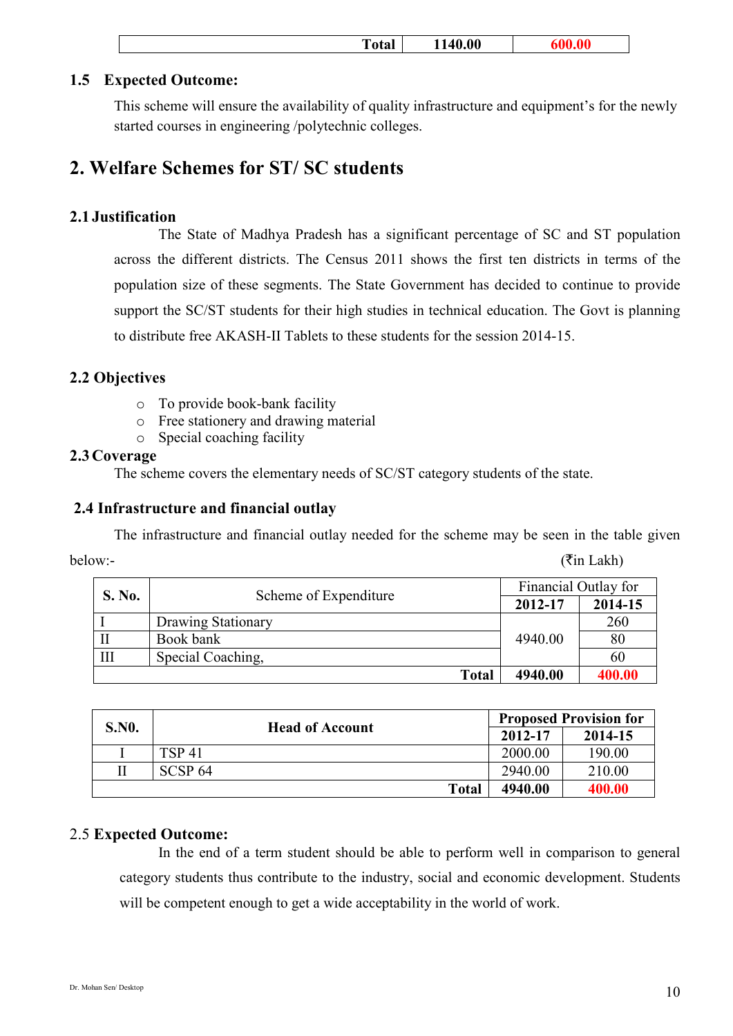| | Total | 1140.00 | 600.00 |
|---|---|---|---|

### 1.5 Expected Outcome:

This scheme will ensure the availability of quality infrastructure and equipment's for the newly started courses in engineering /polytechnic colleges.

## 2. Welfare Schemes for ST/ SC students

### 2.1 Justification

The State of Madhya Pradesh has a significant percentage of SC and ST population across the different districts. The Census 2011 shows the first ten districts in terms of the population size of these segments. The State Government has decided to continue to provide support the SC/ST students for their high studies in technical education. The Govt is planning to distribute free AKASH-II Tablets to these students for the session 2014-15.

### 2.2 Objectives

- To provide book-bank facility
- Free stationery and drawing material
- Special coaching facility

### 2.3 Coverage

The scheme covers the elementary needs of SC/ST category students of the state.

### 2.4 Infrastructure and financial outlay

The infrastructure and financial outlay needed for the scheme may be seen in the table given below:- (₹in Lakh)

| S. No. | Scheme of Expenditure | Financial Outlay for | |
|---|---|---|---|
| | | 2012-17 | 2014-15 |
| I | Drawing Stationary | 4940.00 | 260 |
| II | Book bank | | 80 |
| III | Special Coaching, | | 60 |
| | Total | 4940.00 | 400.00 |

| S.N0. | Head of Account | Proposed Provision for | |
|---|---|---|---|
| | | 2012-17 | 2014-15 |
| I | TSP 41 | 2000.00 | 190.00 |
| II | SCSP 64 | 2940.00 | 210.00 |
| | Total | 4940.00 | 400.00 |

### 2.5 Expected Outcome:

In the end of a term student should be able to perform well in comparison to general category students thus contribute to the industry, social and economic development. Students will be competent enough to get a wide acceptability in the world of work.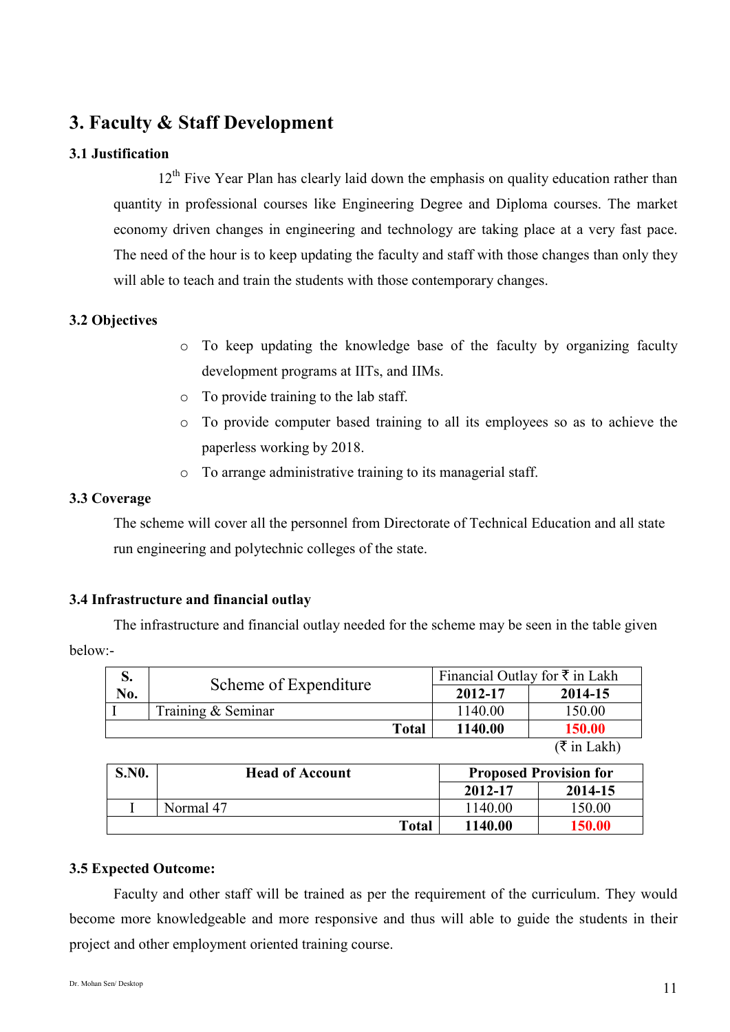# 3. Faculty & Staff Development

### 3.1 Justification

12th Five Year Plan has clearly laid down the emphasis on quality education rather than quantity in professional courses like Engineering Degree and Diploma courses. The market economy driven changes in engineering and technology are taking place at a very fast pace. The need of the hour is to keep updating the faculty and staff with those changes than only they will able to teach and train the students with those contemporary changes.

### 3.2 Objectives

- To keep updating the knowledge base of the faculty by organizing faculty development programs at IITs, and IIMs.
- To provide training to the lab staff.
- To provide computer based training to all its employees so as to achieve the paperless working by 2018.
- To arrange administrative training to its managerial staff.

### 3.3 Coverage

The scheme will cover all the personnel from Directorate of Technical Education and all state run engineering and polytechnic colleges of the state.

### 3.4 Infrastructure and financial outlay

The infrastructure and financial outlay needed for the scheme may be seen in the table given below:-

| S. No. | Scheme of Expenditure | Financial Outlay for ₹ in Lakh | |
|---|---|---|---|
| | | **2012-17** | **2014-15** |
| I | Training & Seminar | 1140.00 | 150.00 |
| | **Total** | **1140.00** | **150.00** |

(₹ in Lakh)

| S.N0. | Head of Account | Proposed Provision for | |
|---|---|---|---|
| | | **2012-17** | **2014-15** |
| I | Normal 47 | 1140.00 | 150.00 |
| | **Total** | **1140.00** | **150.00** |

### 3.5 Expected Outcome:

Faculty and other staff will be trained as per the requirement of the curriculum. They would become more knowledgeable and more responsive and thus will able to guide the students in their project and other employment oriented training course.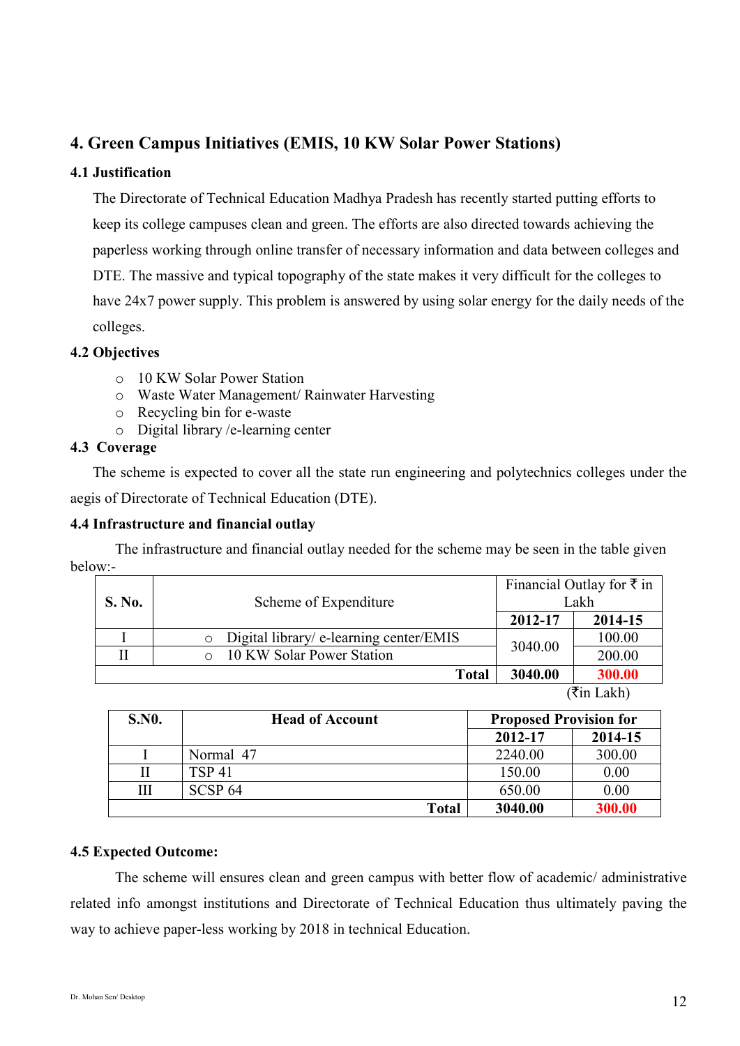## 4. Green Campus Initiatives (EMIS, 10 KW Solar Power Stations)

### 4.1 Justification

The Directorate of Technical Education Madhya Pradesh has recently started putting efforts to keep its college campuses clean and green. The efforts are also directed towards achieving the paperless working through online transfer of necessary information and data between colleges and DTE. The massive and typical topography of the state makes it very difficult for the colleges to have 24x7 power supply. This problem is answered by using solar energy for the daily needs of the colleges.

### 4.2 Objectives

- 10 KW Solar Power Station
- Waste Water Management/ Rainwater Harvesting
- Recycling bin for e-waste
- Digital library /e-learning center

### 4.3 Coverage

The scheme is expected to cover all the state run engineering and polytechnics colleges under the aegis of Directorate of Technical Education (DTE).

### 4.4 Infrastructure and financial outlay

The infrastructure and financial outlay needed for the scheme may be seen in the table given below:-

| S. No. | Scheme of Expenditure | Financial Outlay for ₹ in Lakh | |
|---|---|---|---|
| | | **2012-17** | **2014-15** |
| I | Digital library/ e-learning center/EMIS | 3040.00 | 100.00 |
| II | 10 KW Solar Power Station | | 200.00 |
| | **Total** | **3040.00** | **300.00** |

(₹in Lakh)

| S.N0. | Head of Account | Proposed Provision for | |
|---|---|---|---|
| | | **2012-17** | **2014-15** |
| I | Normal 47 | 2240.00 | 300.00 |
| II | TSP 41 | 150.00 | 0.00 |
| III | SCSP 64 | 650.00 | 0.00 |
| | **Total** | **3040.00** | **300.00** |

### 4.5 Expected Outcome:

The scheme will ensures clean and green campus with better flow of academic/ administrative related info amongst institutions and Directorate of Technical Education thus ultimately paving the way to achieve paper-less working by 2018 in technical Education.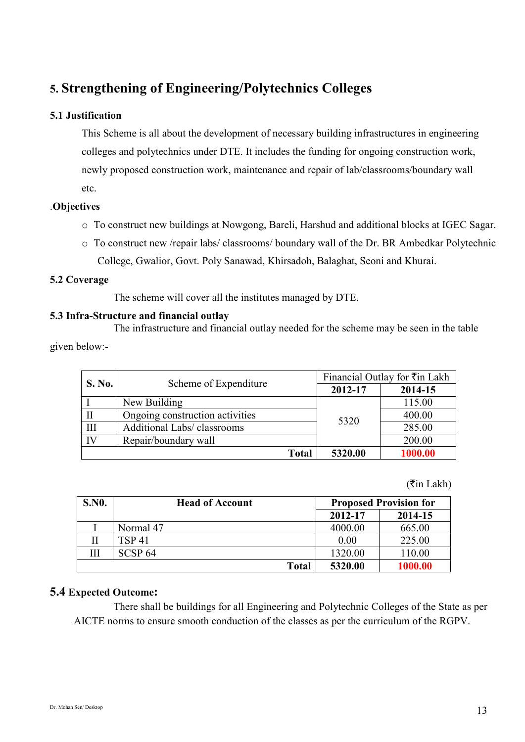## 5. Strengthening of Engineering/Polytechnics Colleges

### 5.1 Justification

This Scheme is all about the development of necessary building infrastructures in engineering colleges and polytechnics under DTE. It includes the funding for ongoing construction work, newly proposed construction work, maintenance and repair of lab/classrooms/boundary wall etc.

### .Objectives

- To construct new buildings at Nowgong, Bareli, Harshud and additional blocks at IGEC Sagar.
- To construct new /repair labs/ classrooms/ boundary wall of the Dr. BR Ambedkar Polytechnic College, Gwalior, Govt. Poly Sanawad, Khirsadoh, Balaghat, Seoni and Khurai.

### 5.2 Coverage

The scheme will cover all the institutes managed by DTE.

### 5.3 Infra-Structure and financial outlay

The infrastructure and financial outlay needed for the scheme may be seen in the table given below:-

| S. No. | Scheme of Expenditure | Financial Outlay for ₹in Lakh | |
|---|---|---|---|
| | | **2012-17** | **2014-15** |
| I | New Building | 5320 | 115.00 |
| II | Ongoing construction activities | | 400.00 |
| III | Additional Labs/ classrooms | | 285.00 |
| IV | Repair/boundary wall | | 200.00 |
| | **Total** | **5320.00** | **1000.00** |

(₹in Lakh)

| S.N0. | Head of Account | Proposed Provision for | |
|---|---|---|---|
| | | **2012-17** | **2014-15** |
| I | Normal 47 | 4000.00 | 665.00 |
| II | TSP 41 | 0.00 | 225.00 |
| III | SCSP 64 | 1320.00 | 110.00 |
| | **Total** | **5320.00** | **1000.00** |

### 5.4 Expected Outcome:

There shall be buildings for all Engineering and Polytechnic Colleges of the State as per AICTE norms to ensure smooth conduction of the classes as per the curriculum of the RGPV.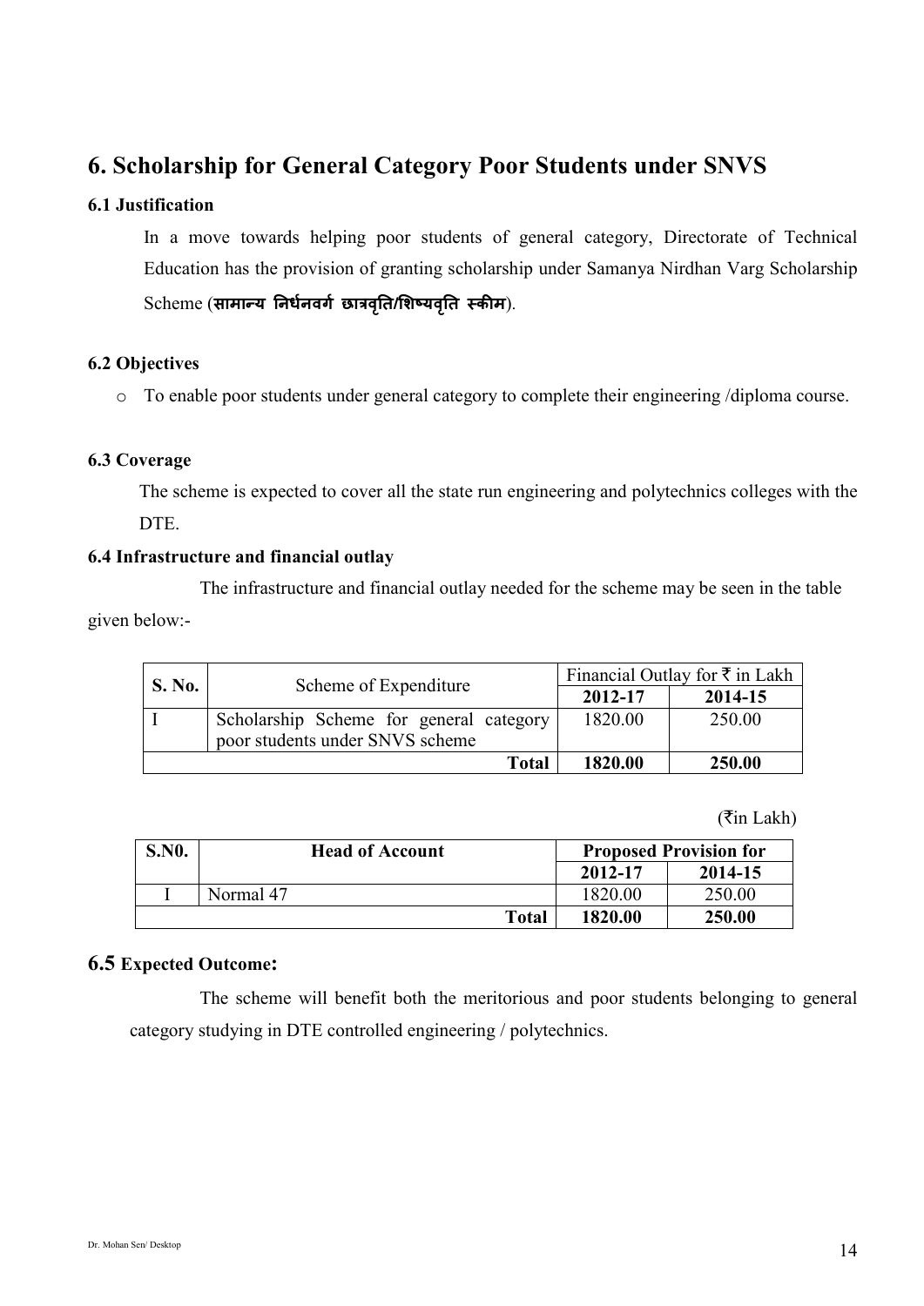## 6. Scholarship for General Category Poor Students under SNVS

### 6.1 Justification

In a move towards helping poor students of general category, Directorate of Technical Education has the provision of granting scholarship under Samanya Nirdhan Varg Scholarship Scheme (**सामान्य निर्धनवर्ग छात्रवृति/शिष्यवृति स्कीम**).

### 6.2 Objectives

- To enable poor students under general category to complete their engineering /diploma course.

### 6.3 Coverage

The scheme is expected to cover all the state run engineering and polytechnics colleges with the DTE.

### 6.4 Infrastructure and financial outlay

The infrastructure and financial outlay needed for the scheme may be seen in the table given below:-

| S. No. | Scheme of Expenditure | Financial Outlay for ₹ in Lakh | |
|---|---|---|---|
| | | **2012-17** | **2014-15** |
| I | Scholarship Scheme for general category poor students under SNVS scheme | 1820.00 | 250.00 |
| | **Total** | **1820.00** | **250.00** |

(₹in Lakh)

| S.N0. | Head of Account | Proposed Provision for | |
|---|---|---|---|
| | | **2012-17** | **2014-15** |
| I | Normal 47 | 1820.00 | 250.00 |
| | **Total** | **1820.00** | **250.00** |

### 6.5 Expected Outcome:

The scheme will benefit both the meritorious and poor students belonging to general category studying in DTE controlled engineering / polytechnics.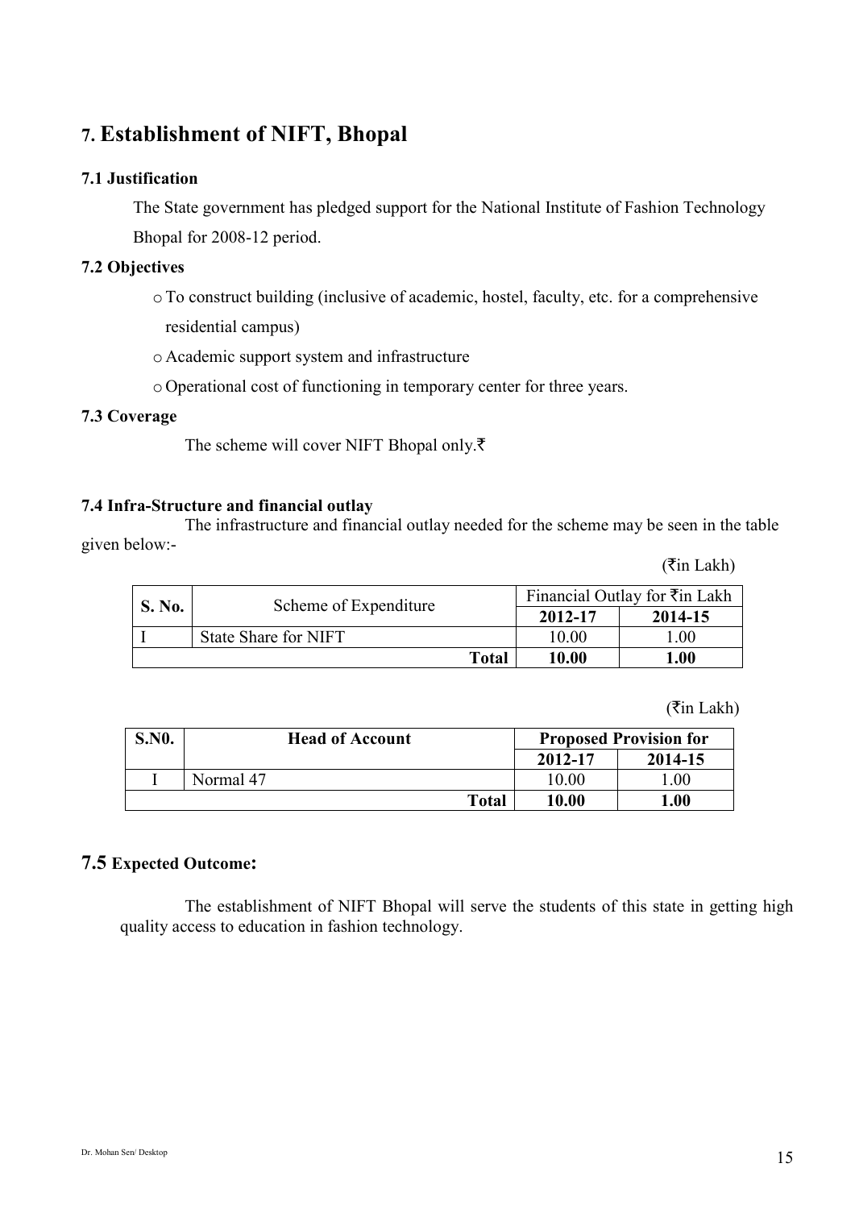## 7. Establishment of NIFT, Bhopal

### 7.1 Justification

The State government has pledged support for the National Institute of Fashion Technology Bhopal for 2008-12 period.

### 7.2 Objectives

- To construct building (inclusive of academic, hostel, faculty, etc. for a comprehensive residential campus)
- Academic support system and infrastructure
- Operational cost of functioning in temporary center for three years.

### 7.3 Coverage

The scheme will cover NIFT Bhopal only.₹

### 7.4 Infra-Structure and financial outlay

The infrastructure and financial outlay needed for the scheme may be seen in the table given below:-

(₹in Lakh)

| S. No. | Scheme of Expenditure | Financial Outlay for ₹in Lakh | |
|---|---|---|---|
| | | **2012-17** | **2014-15** |
| I | State Share for NIFT | 10.00 | 1.00 |
| | **Total** | **10.00** | **1.00** |

(₹in Lakh)

| S.N0. | Head of Account | Proposed Provision for | |
|---|---|---|---|
| | | **2012-17** | **2014-15** |
| I | Normal 47 | 10.00 | 1.00 |
| | **Total** | **10.00** | **1.00** |

### 7.5 Expected Outcome:

The establishment of NIFT Bhopal will serve the students of this state in getting high quality access to education in fashion technology.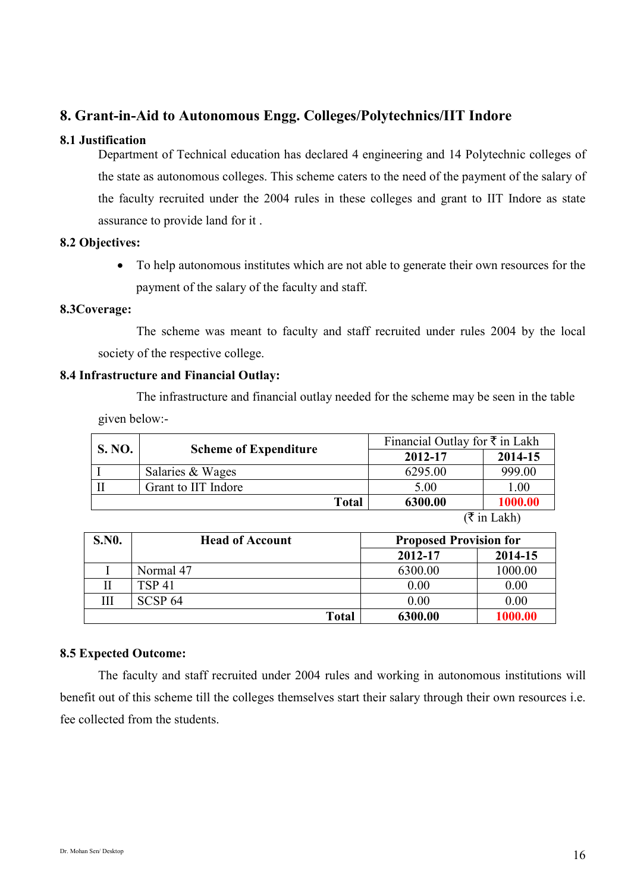## 8. Grant-in-Aid to Autonomous Engg. Colleges/Polytechnics/IIT Indore

### 8.1 Justification

Department of Technical education has declared 4 engineering and 14 Polytechnic colleges of the state as autonomous colleges. This scheme caters to the need of the payment of the salary of the faculty recruited under the 2004 rules in these colleges and grant to IIT Indore as state assurance to provide land for it .

### 8.2 Objectives:

- To help autonomous institutes which are not able to generate their own resources for the payment of the salary of the faculty and staff.

### 8.3Coverage:

The scheme was meant to faculty and staff recruited under rules 2004 by the local society of the respective college.

### 8.4 Infrastructure and Financial Outlay:

The infrastructure and financial outlay needed for the scheme may be seen in the table given below:-

| S. NO. | Scheme of Expenditure | Financial Outlay for ₹ in Lakh | |
|---|---|---|---|
| | | **2012-17** | **2014-15** |
| I | Salaries & Wages | 6295.00 | 999.00 |
| II | Grant to IIT Indore | 5.00 | 1.00 |
| | **Total** | **6300.00** | **1000.00** |

(₹ in Lakh)

| S.N0. | Head of Account | Proposed Provision for | |
|---|---|---|---|
| | | **2012-17** | **2014-15** |
| I | Normal 47 | 6300.00 | 1000.00 |
| II | TSP 41 | 0.00 | 0.00 |
| III | SCSP 64 | 0.00 | 0.00 |
| | **Total** | **6300.00** | **1000.00** |

### 8.5 Expected Outcome:

The faculty and staff recruited under 2004 rules and working in autonomous institutions will benefit out of this scheme till the colleges themselves start their salary through their own resources i.e. fee collected from the students.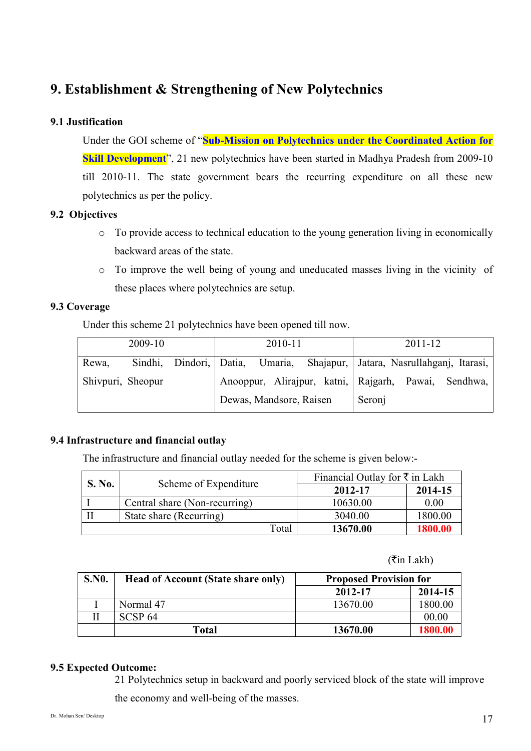## 9. Establishment & Strengthening of New Polytechnics

### 9.1 Justification

Under the GOI scheme of "**Sub-Mission on Polytechnics under the Coordinated Action for Skill Development**", 21 new polytechnics have been started in Madhya Pradesh from 2009-10 till 2010-11. The state government bears the recurring expenditure on all these new polytechnics as per the policy.

### 9.2 Objectives

- To provide access to technical education to the young generation living in economically backward areas of the state.
- To improve the well being of young and uneducated masses living in the vicinity of these places where polytechnics are setup.

### 9.3 Coverage

Under this scheme 21 polytechnics have been opened till now.

| 2009-10 | 2010-11 | 2011-12 |
|---|---|---|
| Rewa, Sindhi, Dindori, Shivpuri, Sheopur | Datia, Umaria, Shajapur, Anooppur, Alirajpur, katni, Dewas, Mandsore, Raisen | Jatara, Nasrullahganj, Itarasi, Rajgarh, Pawai, Sendhwa, Seronj |

### 9.4 Infrastructure and financial outlay

The infrastructure and financial outlay needed for the scheme is given below:-

| S. No. | Scheme of Expenditure | Financial Outlay for ₹ in Lakh | |
|---|---|---|---|
| | | **2012-17** | **2014-15** |
| I | Central share (Non-recurring) | 10630.00 | 0.00 |
| II | State share (Recurring) | 3040.00 | 1800.00 |
| | Total | **13670.00** | **1800.00** |

(₹in Lakh)

| S.N0. | Head of Account (State share only) | Proposed Provision for | |
|---|---|---|---|
| | | **2012-17** | **2014-15** |
| I | Normal 47 | 13670.00 | 1800.00 |
| II | SCSP 64 | | 00.00 |
| | **Total** | **13670.00** | **1800.00** |

### 9.5 Expected Outcome:

21 Polytechnics setup in backward and poorly serviced block of the state will improve the economy and well-being of the masses.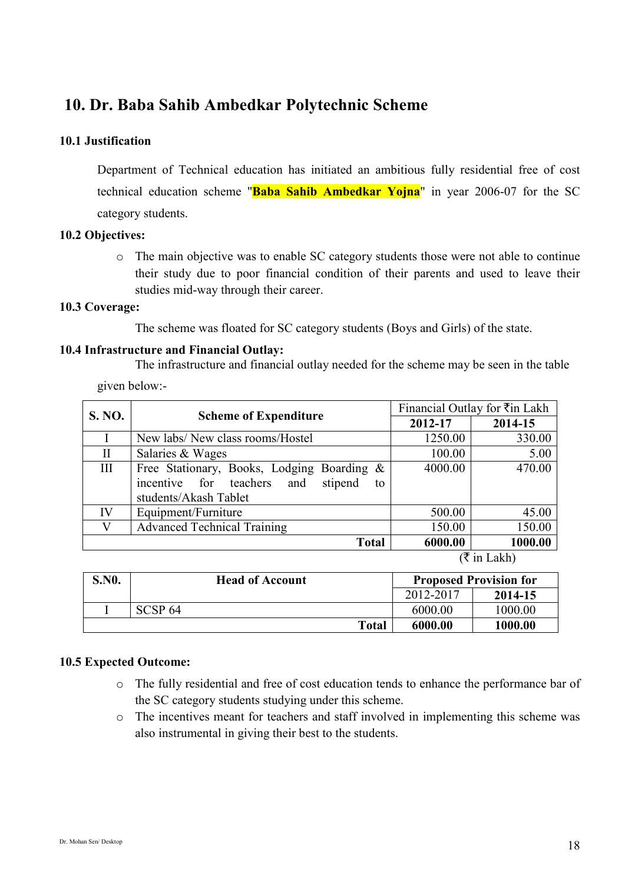## 10. Dr. Baba Sahib Ambedkar Polytechnic Scheme

### 10.1 Justification

Department of Technical education has initiated an ambitious fully residential free of cost technical education scheme "**Baba Sahib Ambedkar Yojna**" in year 2006-07 for the SC category students.

### 10.2 Objectives:

- The main objective was to enable SC category students those were not able to continue their study due to poor financial condition of their parents and used to leave their studies mid-way through their career.

### 10.3 Coverage:

The scheme was floated for SC category students (Boys and Girls) of the state.

### 10.4 Infrastructure and Financial Outlay:

The infrastructure and financial outlay needed for the scheme may be seen in the table given below:-

| S. NO. | Scheme of Expenditure | Financial Outlay for ₹in Lakh | |
|---|---|---|---|
| | | **2012-17** | **2014-15** |
| I | New labs/ New class rooms/Hostel | 1250.00 | 330.00 |
| II | Salaries & Wages | 100.00 | 5.00 |
| III | Free Stationary, Books, Lodging Boarding & incentive for teachers and stipend to students/Akash Tablet | 4000.00 | 470.00 |
| IV | Equipment/Furniture | 500.00 | 45.00 |
| V | Advanced Technical Training | 150.00 | 150.00 |
| | **Total** | **6000.00** | **1000.00** |

(₹ in Lakh)

| S.N0. | Head of Account | Proposed Provision for | |
|---|---|---|---|
| | | 2012-2017 | **2014-15** |
| I | SCSP 64 | 6000.00 | 1000.00 |
| | **Total** | **6000.00** | **1000.00** |

### 10.5 Expected Outcome:

- The fully residential and free of cost education tends to enhance the performance bar of the SC category students studying under this scheme.
- The incentives meant for teachers and staff involved in implementing this scheme was also instrumental in giving their best to the students.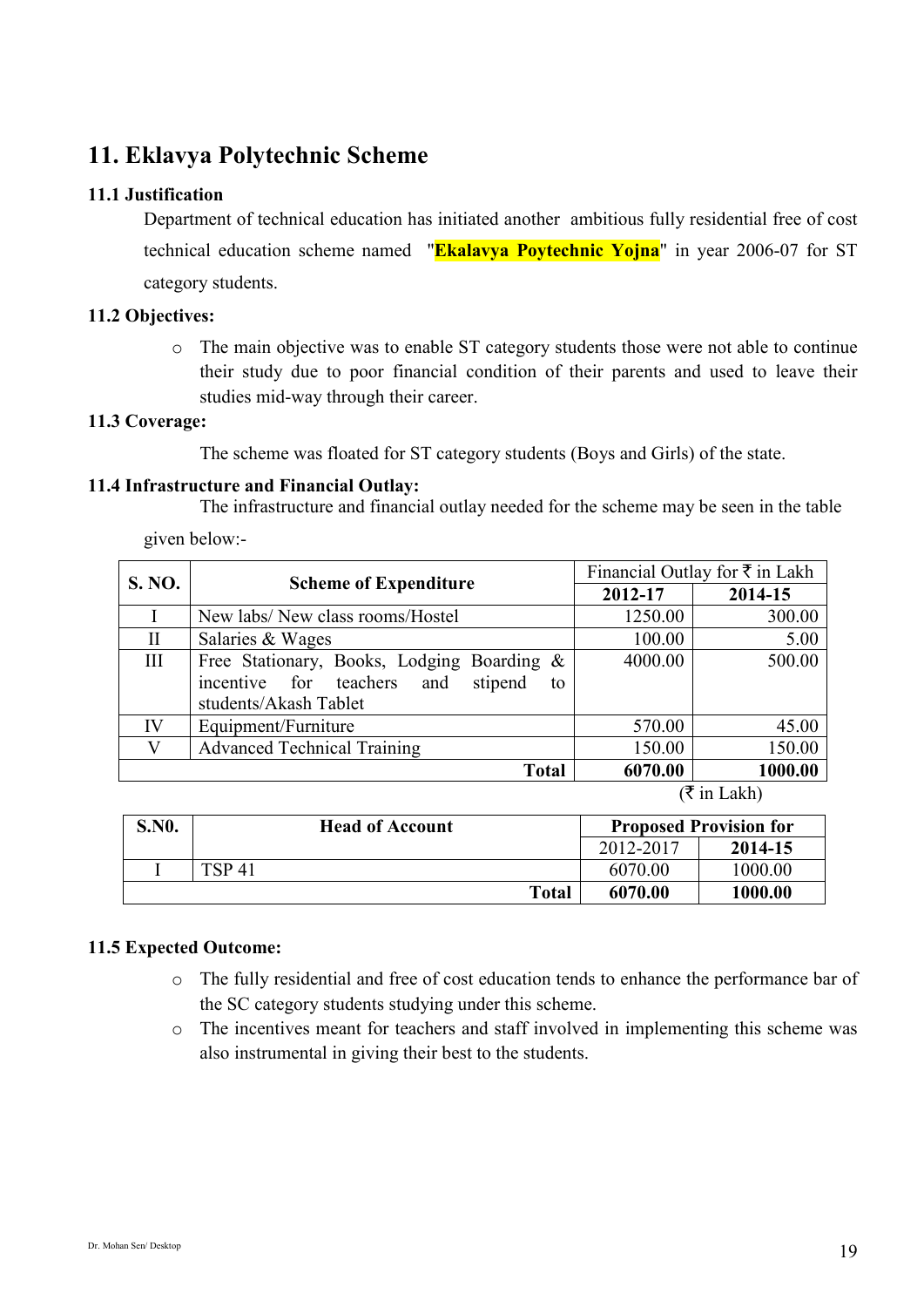## 11. Eklavya Polytechnic Scheme

### 11.1 Justification

Department of technical education has initiated another ambitious fully residential free of cost technical education scheme named "**Ekalavya Poytechnic Yojna**" in year 2006-07 for ST category students.

### 11.2 Objectives:

- The main objective was to enable ST category students those were not able to continue their study due to poor financial condition of their parents and used to leave their studies mid-way through their career.

### 11.3 Coverage:

The scheme was floated for ST category students (Boys and Girls) of the state.

### 11.4 Infrastructure and Financial Outlay:

The infrastructure and financial outlay needed for the scheme may be seen in the table given below:-

| S. NO. | Scheme of Expenditure | Financial Outlay for ₹ in Lakh | |
|---|---|---|---|
| | | **2012-17** | **2014-15** |
| I | New labs/ New class rooms/Hostel | 1250.00 | 300.00 |
| II | Salaries & Wages | 100.00 | 5.00 |
| III | Free Stationary, Books, Lodging Boarding & incentive for teachers and stipend to students/Akash Tablet | 4000.00 | 500.00 |
| IV | Equipment/Furniture | 570.00 | 45.00 |
| V | Advanced Technical Training | 150.00 | 150.00 |
| | **Total** | **6070.00** | **1000.00** |

(₹ in Lakh)

| S.N0. | Head of Account | Proposed Provision for | |
|---|---|---|---|
| | | 2012-2017 | **2014-15** |
| I | TSP 41 | 6070.00 | 1000.00 |
| | **Total** | **6070.00** | **1000.00** |

### 11.5 Expected Outcome:

- The fully residential and free of cost education tends to enhance the performance bar of the SC category students studying under this scheme.
- The incentives meant for teachers and staff involved in implementing this scheme was also instrumental in giving their best to the students.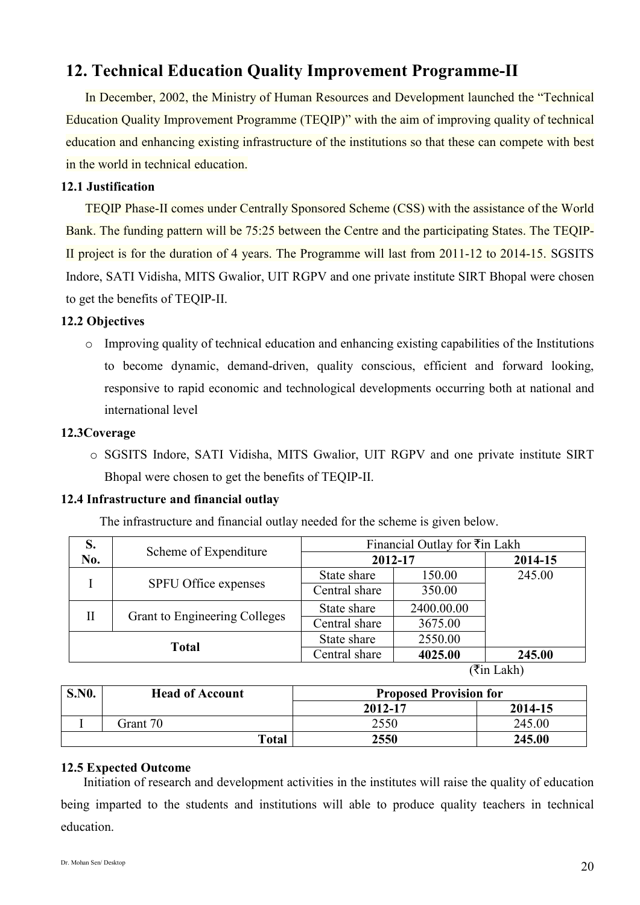## 12. Technical Education Quality Improvement Programme-II

In December, 2002, the Ministry of Human Resources and Development launched the "Technical Education Quality Improvement Programme (TEQIP)" with the aim of improving quality of technical education and enhancing existing infrastructure of the institutions so that these can compete with best in the world in technical education.

### 12.1 Justification

TEQIP Phase-II comes under Centrally Sponsored Scheme (CSS) with the assistance of the World Bank. The funding pattern will be 75:25 between the Centre and the participating States. The TEQIP-II project is for the duration of 4 years. The Programme will last from 2011-12 to 2014-15. SGSITS Indore, SATI Vidisha, MITS Gwalior, UIT RGPV and one private institute SIRT Bhopal were chosen to get the benefits of TEQIP-II.

### 12.2 Objectives

- Improving quality of technical education and enhancing existing capabilities of the Institutions to become dynamic, demand-driven, quality conscious, efficient and forward looking, responsive to rapid economic and technological developments occurring both at national and international level

### 12.3Coverage

- SGSITS Indore, SATI Vidisha, MITS Gwalior, UIT RGPV and one private institute SIRT Bhopal were chosen to get the benefits of TEQIP-II.

### 12.4 Infrastructure and financial outlay

The infrastructure and financial outlay needed for the scheme is given below.

| S. No. | Scheme of Expenditure | Financial Outlay for ₹in Lakh | | |
|---|---|---|---|---|
| | | 2012-17 | | 2014-15 |
| I | SPFU Office expenses | State share | 150.00 | 245.00 |
| | | Central share | 350.00 | |
| II | Grant to Engineering Colleges | State share | 2400.00.00 | |
| | | Central share | 3675.00 | |
| Total | | State share | 2550.00 | |
| | | Central share | **4025.00** | **245.00** |

(₹in Lakh)

| S.N0. | Head of Account | Proposed Provision for | |
|---|---|---|---|
| | | 2012-17 | 2014-15 |
| I | Grant 70 | 2550 | 245.00 |
| | **Total** | **2550** | **245.00** |

### 12.5 Expected Outcome

Initiation of research and development activities in the institutes will raise the quality of education being imparted to the students and institutions will able to produce quality teachers in technical education.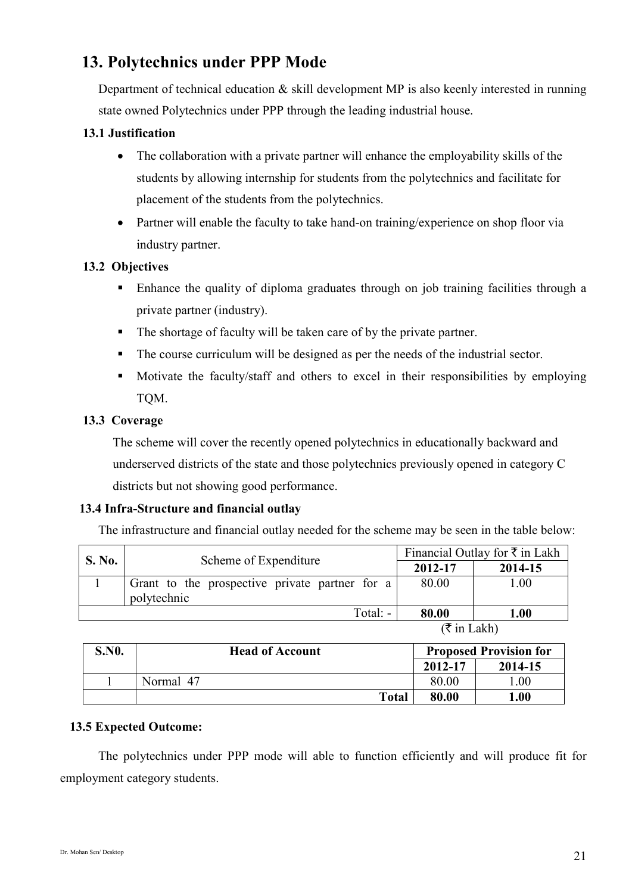## 13. Polytechnics under PPP Mode

Department of technical education & skill development MP is also keenly interested in running state owned Polytechnics under PPP through the leading industrial house.

### 13.1 Justification

- The collaboration with a private partner will enhance the employability skills of the students by allowing internship for students from the polytechnics and facilitate for placement of the students from the polytechnics.
- Partner will enable the faculty to take hand-on training/experience on shop floor via industry partner.

### 13.2 Objectives

- Enhance the quality of diploma graduates through on job training facilities through a private partner (industry).
- The shortage of faculty will be taken care of by the private partner.
- The course curriculum will be designed as per the needs of the industrial sector.
- Motivate the faculty/staff and others to excel in their responsibilities by employing TQM.

### 13.3 Coverage

The scheme will cover the recently opened polytechnics in educationally backward and underserved districts of the state and those polytechnics previously opened in category C districts but not showing good performance.

### 13.4 Infra-Structure and financial outlay

The infrastructure and financial outlay needed for the scheme may be seen in the table below:

| S. No. | Scheme of Expenditure | Financial Outlay for ₹ in Lakh | |
|---|---|---|---|
| | | **2012-17** | **2014-15** |
| 1 | Grant to the prospective private partner for a polytechnic | 80.00 | 1.00 |
| | Total: - | **80.00** | **1.00** |

(₹ in Lakh)

| S.N0. | Head of Account | Proposed Provision for | |
|---|---|---|---|
| | | **2012-17** | **2014-15** |
| 1 | Normal 47 | 80.00 | 1.00 |
| | **Total** | **80.00** | **1.00** |

### 13.5 Expected Outcome:

The polytechnics under PPP mode will able to function efficiently and will produce fit for employment category students.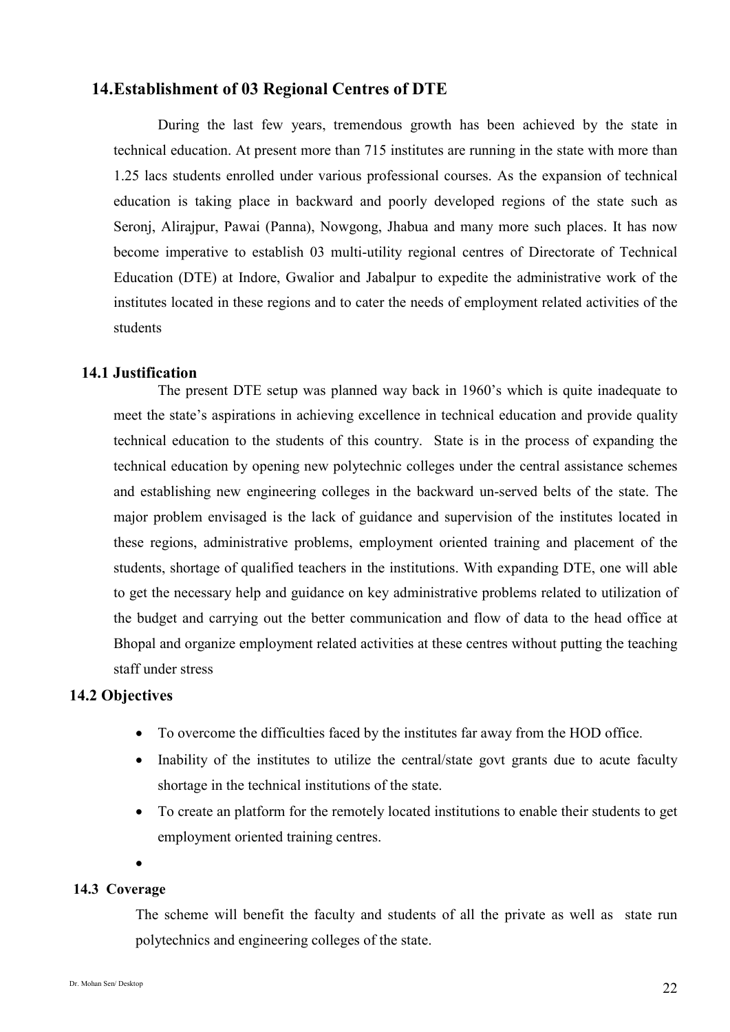## 14. Establishment of 03 Regional Centres of DTE

During the last few years, tremendous growth has been achieved by the state in technical education. At present more than 715 institutes are running in the state with more than 1.25 lacs students enrolled under various professional courses. As the expansion of technical education is taking place in backward and poorly developed regions of the state such as Seronj, Alirajpur, Pawai (Panna), Nowgong, Jhabua and many more such places. It has now become imperative to establish 03 multi-utility regional centres of Directorate of Technical Education (DTE) at Indore, Gwalior and Jabalpur to expedite the administrative work of the institutes located in these regions and to cater the needs of employment related activities of the students

### 14.1 Justification

The present DTE setup was planned way back in 1960's which is quite inadequate to meet the state's aspirations in achieving excellence in technical education and provide quality technical education to the students of this country. State is in the process of expanding the technical education by opening new polytechnic colleges under the central assistance schemes and establishing new engineering colleges in the backward un-served belts of the state. The major problem envisaged is the lack of guidance and supervision of the institutes located in these regions, administrative problems, employment oriented training and placement of the students, shortage of qualified teachers in the institutions. With expanding DTE, one will able to get the necessary help and guidance on key administrative problems related to utilization of the budget and carrying out the better communication and flow of data to the head office at Bhopal and organize employment related activities at these centres without putting the teaching staff under stress

### 14.2 Objectives

- To overcome the difficulties faced by the institutes far away from the HOD office.
- Inability of the institutes to utilize the central/state govt grants due to acute faculty shortage in the technical institutions of the state.
- To create an platform for the remotely located institutions to enable their students to get employment oriented training centres.
- 

### 14.3 Coverage

The scheme will benefit the faculty and students of all the private as well as state run polytechnics and engineering colleges of the state.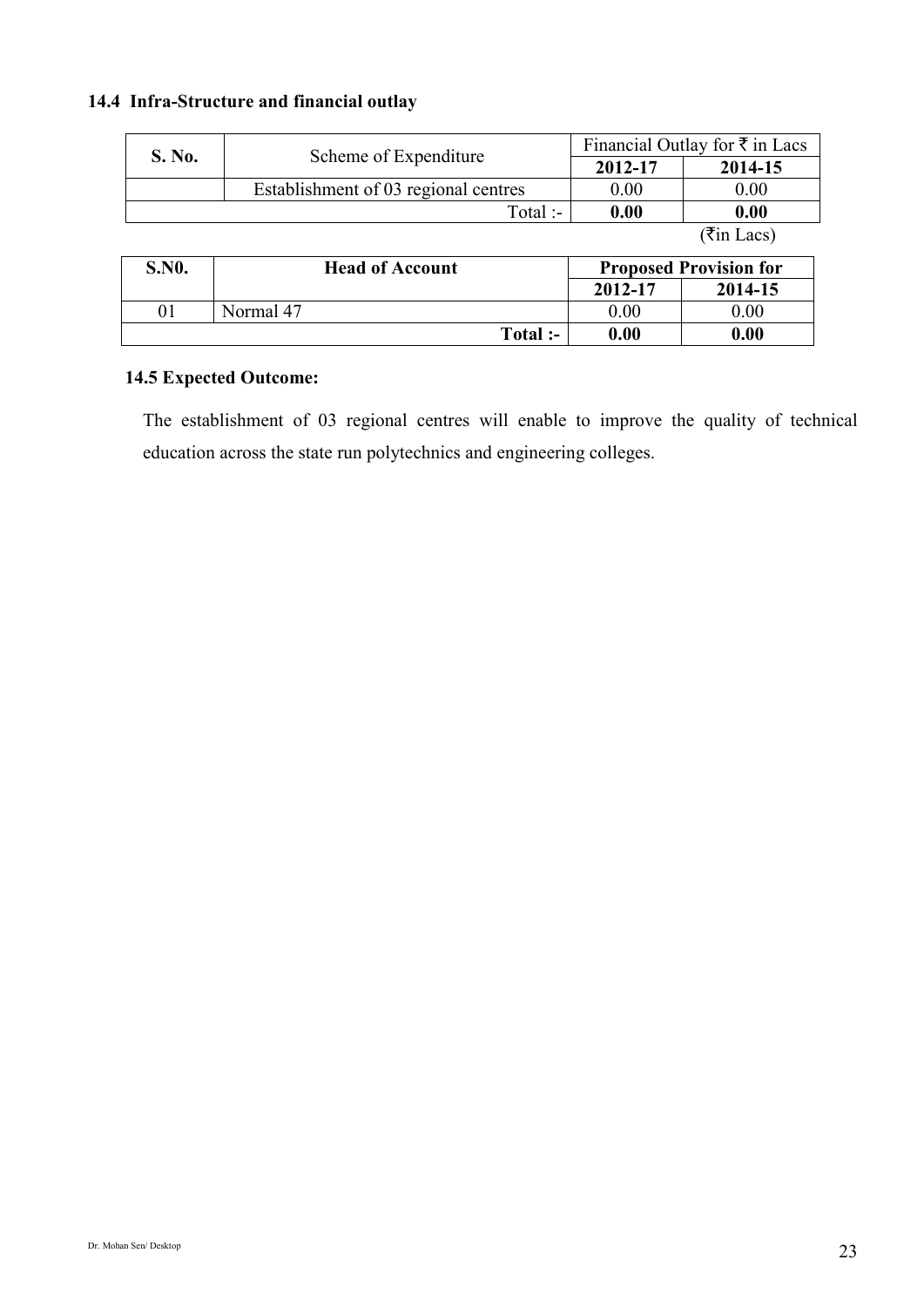### 14.4 Infra-Structure and financial outlay

| S. No. | Scheme of Expenditure | Financial Outlay for ₹ in Lacs | |
|---|---|---|---|
| | | **2012-17** | **2014-15** |
| | Establishment of 03 regional centres | 0.00 | 0.00 |
| | Total :- | **0.00** | **0.00** |

(₹in Lacs)

| S.N0. | Head of Account | Proposed Provision for | |
|---|---|---|---|
| | | **2012-17** | **2014-15** |
| 01 | Normal 47 | 0.00 | 0.00 |
| | **Total :-** | **0.00** | **0.00** |

### 14.5 Expected Outcome:

The establishment of 03 regional centres will enable to improve the quality of technical education across the state run polytechnics and engineering colleges.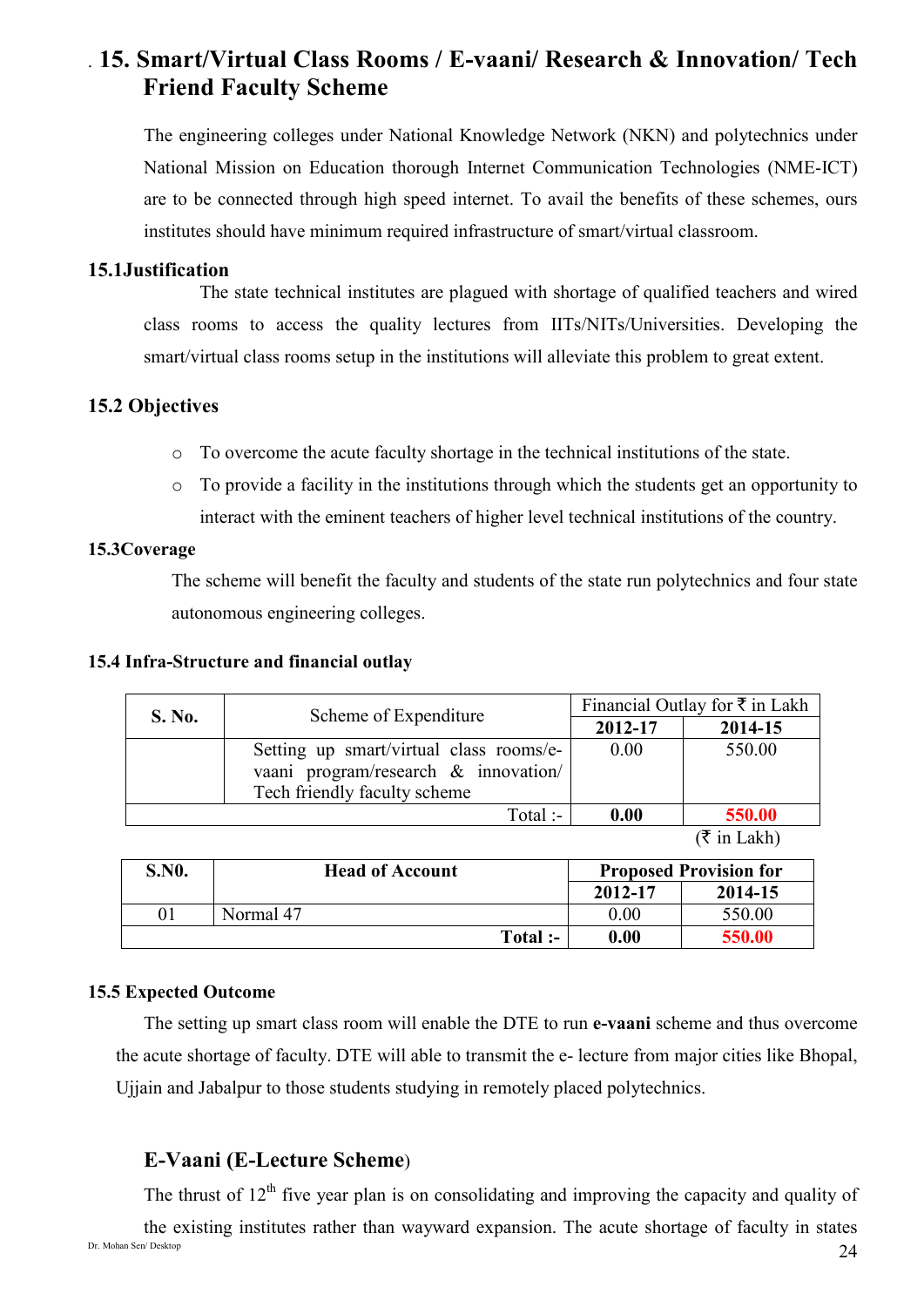## 15. Smart/Virtual Class Rooms / E-vaani/ Research & Innovation/ Tech Friend Faculty Scheme

The engineering colleges under National Knowledge Network (NKN) and polytechnics under National Mission on Education thorough Internet Communication Technologies (NME-ICT) are to be connected through high speed internet. To avail the benefits of these schemes, ours institutes should have minimum required infrastructure of smart/virtual classroom.

### 15.1Justification

The state technical institutes are plagued with shortage of qualified teachers and wired class rooms to access the quality lectures from IITs/NITs/Universities. Developing the smart/virtual class rooms setup in the institutions will alleviate this problem to great extent.

### 15.2 Objectives

- To overcome the acute faculty shortage in the technical institutions of the state.
- To provide a facility in the institutions through which the students get an opportunity to interact with the eminent teachers of higher level technical institutions of the country.

### 15.3Coverage

The scheme will benefit the faculty and students of the state run polytechnics and four state autonomous engineering colleges.

### 15.4 Infra-Structure and financial outlay

| S. No. | Scheme of Expenditure | Financial Outlay for ₹ in Lakh | |
|---|---|---|---|
| | | **2012-17** | **2014-15** |
| | Setting up smart/virtual class rooms/e-vaani program/research & innovation/ Tech friendly faculty scheme | 0.00 | 550.00 |
| | Total :- | **0.00** | **550.00** |

(₹ in Lakh)

| S.N0. | Head of Account | Proposed Provision for | |
|---|---|---|---|
| | | **2012-17** | **2014-15** |
| 01 | Normal 47 | 0.00 | 550.00 |
| | **Total :-** | **0.00** | **550.00** |

### 15.5 Expected Outcome

The setting up smart class room will enable the DTE to run **e-vaani** scheme and thus overcome the acute shortage of faculty. DTE will able to transmit the e- lecture from major cities like Bhopal, Ujjain and Jabalpur to those students studying in remotely placed polytechnics.

### E-Vaani (E-Lecture Scheme)

The thrust of 12th five year plan is on consolidating and improving the capacity and quality of the existing institutes rather than wayward expansion. The acute shortage of faculty in states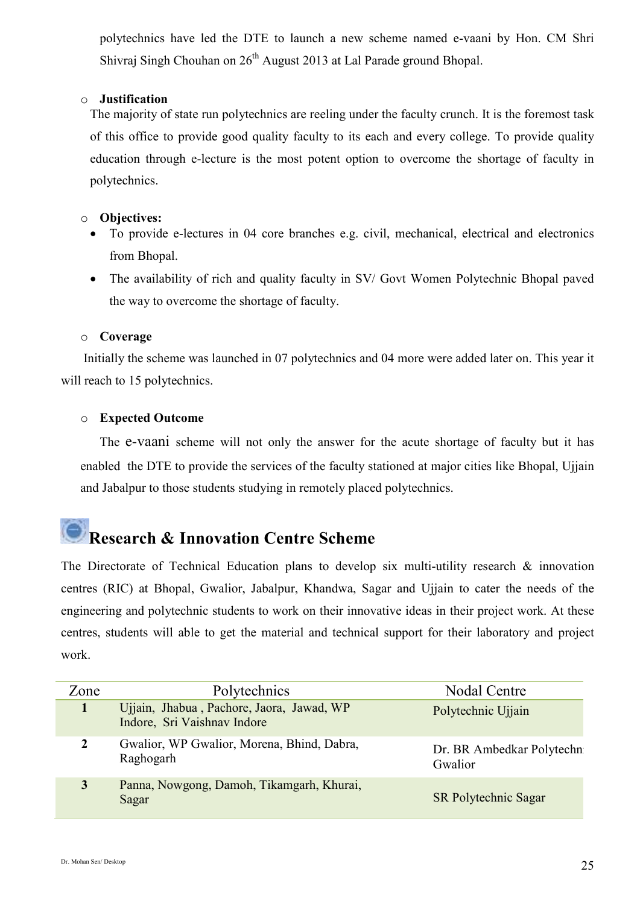polytechnics have led the DTE to launch a new scheme named e-vaani by Hon. CM Shri Shivraj Singh Chouhan on 26th August 2013 at Lal Parade ground Bhopal.

- **Justification**

The majority of state run polytechnics are reeling under the faculty crunch. It is the foremost task of this office to provide good quality faculty to its each and every college. To provide quality education through e-lecture is the most potent option to overcome the shortage of faculty in polytechnics.

- **Objectives:**
  - To provide e-lectures in 04 core branches e.g. civil, mechanical, electrical and electronics from Bhopal.
  - The availability of rich and quality faculty in SV/ Govt Women Polytechnic Bhopal paved the way to overcome the shortage of faculty.

- **Coverage**

Initially the scheme was launched in 07 polytechnics and 04 more were added later on. This year it will reach to 15 polytechnics.

- **Expected Outcome**

The e-vaani scheme will not only the answer for the acute shortage of faculty but it has enabled the DTE to provide the services of the faculty stationed at major cities like Bhopal, Ujjain and Jabalpur to those students studying in remotely placed polytechnics.

## Research & Innovation Centre Scheme

The Directorate of Technical Education plans to develop six multi-utility research & innovation centres (RIC) at Bhopal, Gwalior, Jabalpur, Khandwa, Sagar and Ujjain to cater the needs of the engineering and polytechnic students to work on their innovative ideas in their project work. At these centres, students will able to get the material and technical support for their laboratory and project work.

| Zone | Polytechnics | Nodal Centre |
|---|---|---|
| **1** | Ujjain, Jhabua , Pachore, Jaora, Jawad, WP Indore, Sri Vaishnav Indore | Polytechnic Ujjain |
| **2** | Gwalior, WP Gwalior, Morena, Bhind, Dabra, Raghogarh | Dr. BR Ambedkar Polytechn Gwalior |
| **3** | Panna, Nowgong, Damoh, Tikamgarh, Khurai, Sagar | SR Polytechnic Sagar |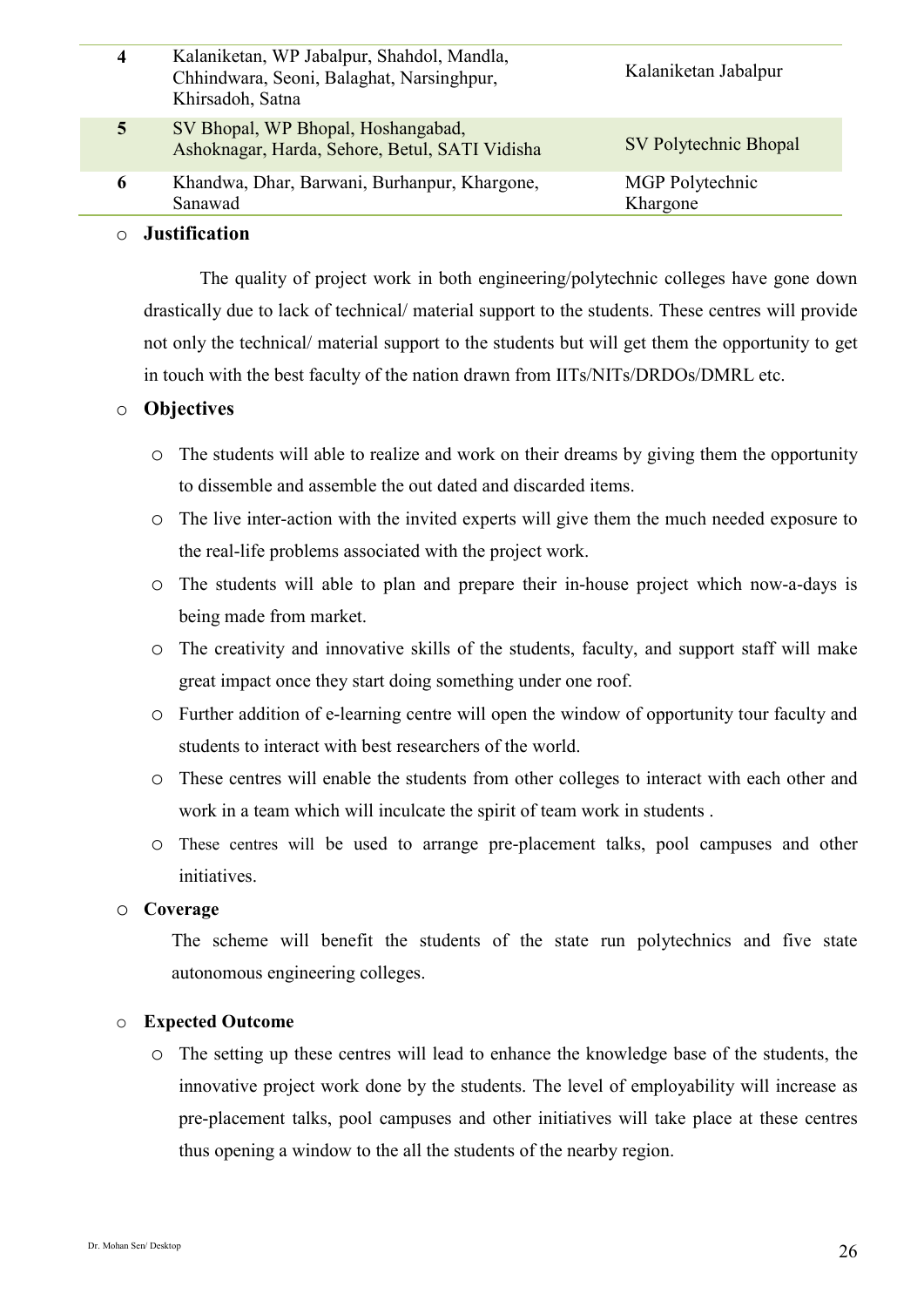| | | |
|---|---|---|
| **4** | Kalaniketan, WP Jabalpur, Shahdol, Mandla, Chhindwara, Seoni, Balaghat, Narsinghpur, Khirsadoh, Satna | Kalaniketan Jabalpur |
| **5** | SV Bhopal, WP Bhopal, Hoshangabad, Ashoknagar, Harda, Sehore, Betul, SATI Vidisha | SV Polytechnic Bhopal |
| **6** | Khandwa, Dhar, Barwani, Burhanpur, Khargone, Sanawad | MGP Polytechnic Khargone |

- **Justification**

  The quality of project work in both engineering/polytechnic colleges have gone down drastically due to lack of technical/ material support to the students. These centres will provide not only the technical/ material support to the students but will get them the opportunity to get in touch with the best faculty of the nation drawn from IITs/NITs/DRDOs/DMRL etc.

- **Objectives**
  - The students will able to realize and work on their dreams by giving them the opportunity to dissemble and assemble the out dated and discarded items.
  - The live inter-action with the invited experts will give them the much needed exposure to the real-life problems associated with the project work.
  - The students will able to plan and prepare their in-house project which now-a-days is being made from market.
  - The creativity and innovative skills of the students, faculty, and support staff will make great impact once they start doing something under one roof.
  - Further addition of e-learning centre will open the window of opportunity tour faculty and students to interact with best researchers of the world.
  - These centres will enable the students from other colleges to interact with each other and work in a team which will inculcate the spirit of team work in students .
  - These centres will be used to arrange pre-placement talks, pool campuses and other initiatives.

- **Coverage**

  The scheme will benefit the students of the state run polytechnics and five state autonomous engineering colleges.

- **Expected Outcome**
  - The setting up these centres will lead to enhance the knowledge base of the students, the innovative project work done by the students. The level of employability will increase as pre-placement talks, pool campuses and other initiatives will take place at these centres thus opening a window to the all the students of the nearby region.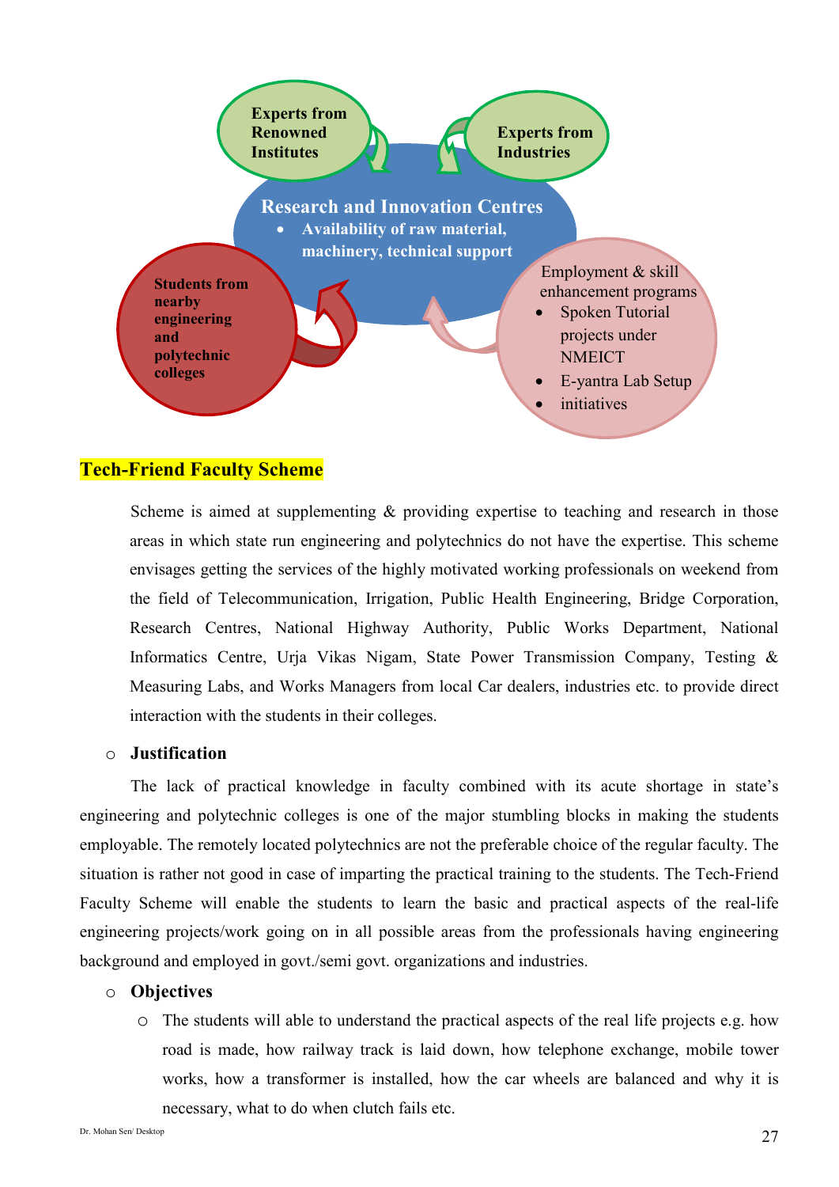Experts from Renowned Institutes

Experts from Industries

**Research and Innovation Centres**

- **Availability of raw material, machinery, technical support**

**Students from nearby engineering and polytechnic colleges**

Employment & skill enhancement programs

- Spoken Tutorial projects under NMEICT
- E-yantra Lab Setup
- initiatives

## Tech-Friend Faculty Scheme

Scheme is aimed at supplementing & providing expertise to teaching and research in those areas in which state run engineering and polytechnics do not have the expertise. This scheme envisages getting the services of the highly motivated working professionals on weekend from the field of Telecommunication, Irrigation, Public Health Engineering, Bridge Corporation, Research Centres, National Highway Authority, Public Works Department, National Informatics Centre, Urja Vikas Nigam, State Power Transmission Company, Testing & Measuring Labs, and Works Managers from local Car dealers, industries etc. to provide direct interaction with the students in their colleges.

- **Justification**

The lack of practical knowledge in faculty combined with its acute shortage in state's engineering and polytechnic colleges is one of the major stumbling blocks in making the students employable. The remotely located polytechnics are not the preferable choice of the regular faculty. The situation is rather not good in case of imparting the practical training to the students. The Tech-Friend Faculty Scheme will enable the students to learn the basic and practical aspects of the real-life engineering projects/work going on in all possible areas from the professionals having engineering background and employed in govt./semi govt. organizations and industries.

- **Objectives**
  - The students will able to understand the practical aspects of the real life projects e.g. how road is made, how railway track is laid down, how telephone exchange, mobile tower works, how a transformer is installed, how the car wheels are balanced and why it is necessary, what to do when clutch fails etc.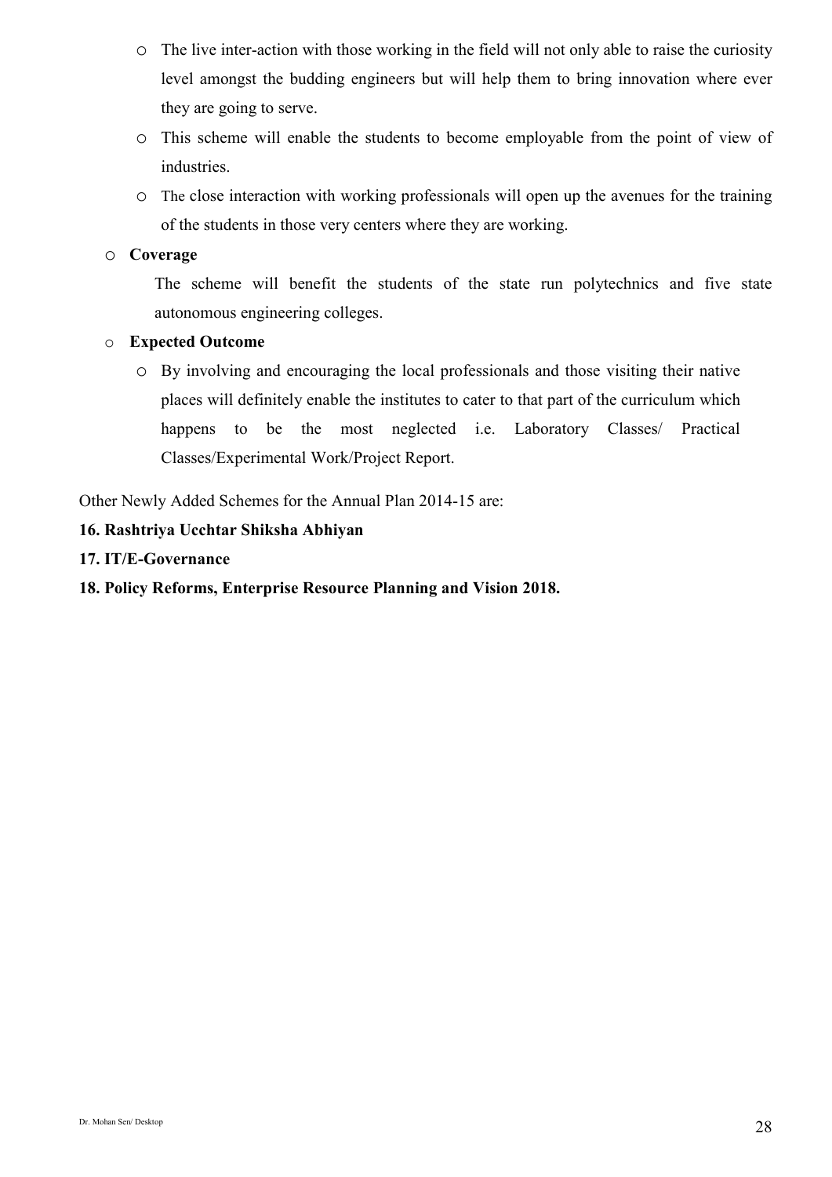- The live inter-action with those working in the field will not only able to raise the curiosity level amongst the budding engineers but will help them to bring innovation where ever they are going to serve.
- This scheme will enable the students to become employable from the point of view of industries.
- The close interaction with working professionals will open up the avenues for the training of the students in those very centers where they are working.

- **Coverage**

  The scheme will benefit the students of the state run polytechnics and five state autonomous engineering colleges.

- **Expected Outcome**
  - By involving and encouraging the local professionals and those visiting their native places will definitely enable the institutes to cater to that part of the curriculum which happens to be the most neglected i.e. Laboratory Classes/ Practical Classes/Experimental Work/Project Report.

Other Newly Added Schemes for the Annual Plan 2014-15 are:

**16. Rashtriya Ucchtar Shiksha Abhiyan**

**17. IT/E-Governance**

**18. Policy Reforms, Enterprise Resource Planning and Vision 2018.**